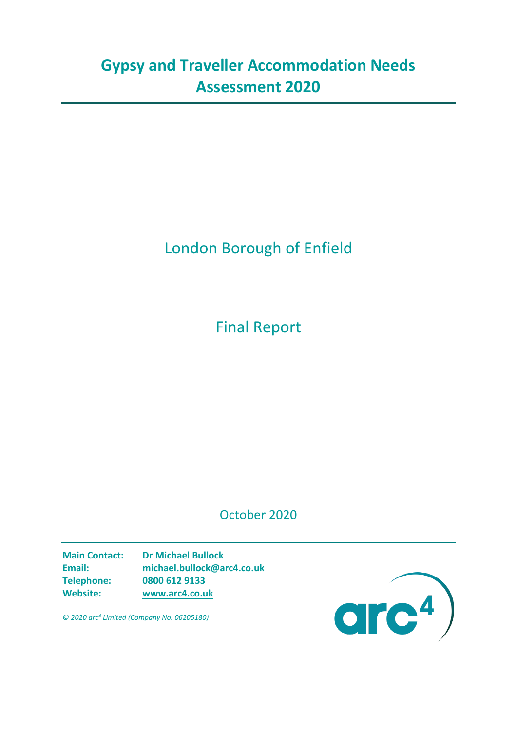# Gypsy and Traveller Accommodation Needs Assessment 2020

London Borough of Enfield

Final Report

October 2020

**Main Contact:** **Dr Michael Bullock**
**Email:** **michael.bullock@arc4.co.uk**
**Telephone:** **0800 612 9133**
**Website:** **www.arc4.co.uk**

*© 2020 arc[4] Limited (Company No. 06205180)*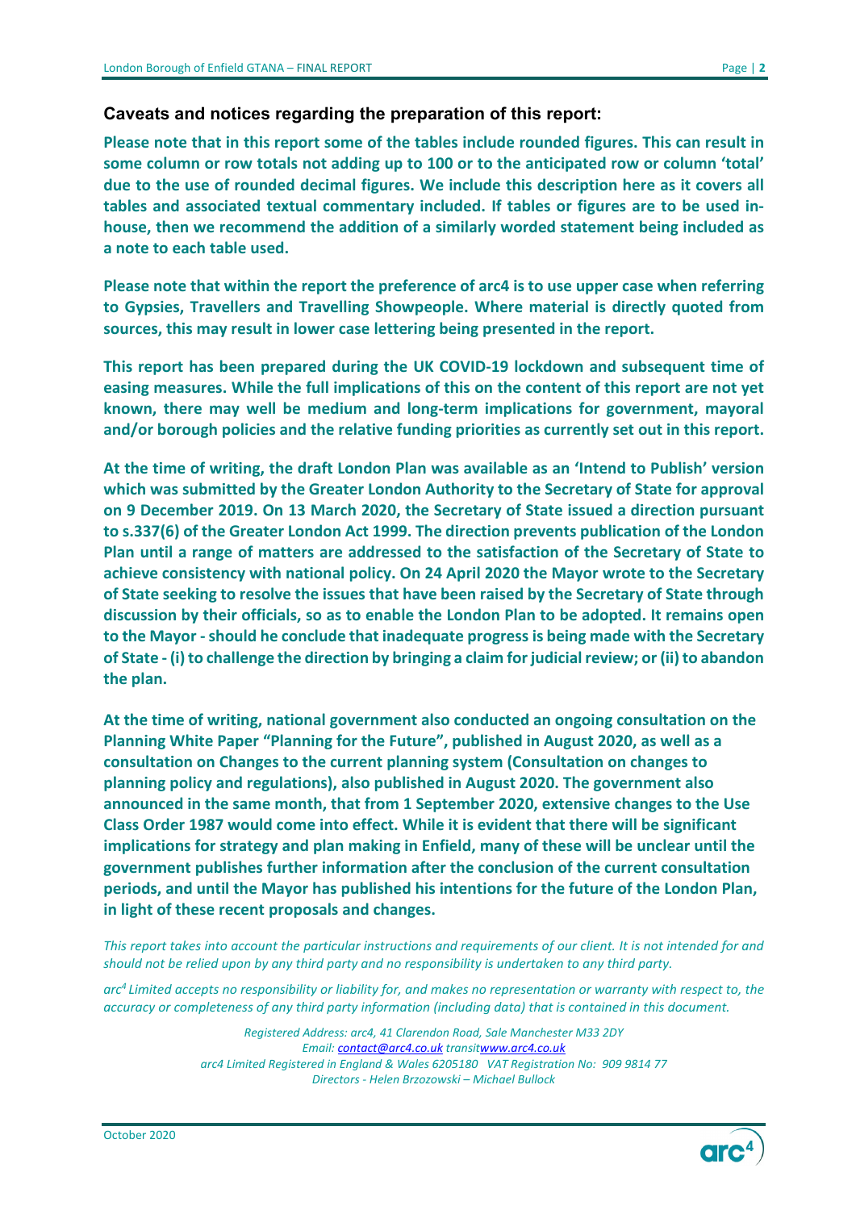## Caveats and notices regarding the preparation of this report:

**Please note that in this report some of the tables include rounded figures. This can result in some column or row totals not adding up to 100 or to the anticipated row or column 'total' due to the use of rounded decimal figures. We include this description here as it covers all tables and associated textual commentary included. If tables or figures are to be used in-house, then we recommend the addition of a similarly worded statement being included as a note to each table used.**

**Please note that within the report the preference of arc4 is to use upper case when referring to Gypsies, Travellers and Travelling Showpeople. Where material is directly quoted from sources, this may result in lower case lettering being presented in the report.**

**This report has been prepared during the UK COVID-19 lockdown and subsequent time of easing measures. While the full implications of this on the content of this report are not yet known, there may well be medium and long-term implications for government, mayoral and/or borough policies and the relative funding priorities as currently set out in this report.**

**At the time of writing, the draft London Plan was available as an 'Intend to Publish' version which was submitted by the Greater London Authority to the Secretary of State for approval on 9 December 2019. On 13 March 2020, the Secretary of State issued a direction pursuant to s.337(6) of the Greater London Act 1999. The direction prevents publication of the London Plan until a range of matters are addressed to the satisfaction of the Secretary of State to achieve consistency with national policy. On 24 April 2020 the Mayor wrote to the Secretary of State seeking to resolve the issues that have been raised by the Secretary of State through discussion by their officials, so as to enable the London Plan to be adopted. It remains open to the Mayor - should he conclude that inadequate progress is being made with the Secretary of State - (i) to challenge the direction by bringing a claim for judicial review; or (ii) to abandon the plan.**

**At the time of writing, national government also conducted an ongoing consultation on the Planning White Paper "Planning for the Future", published in August 2020, as well as a consultation on Changes to the current planning system (Consultation on changes to planning policy and regulations), also published in August 2020. The government also announced in the same month, that from 1 September 2020, extensive changes to the Use Class Order 1987 would come into effect. While it is evident that there will be significant implications for strategy and plan making in Enfield, many of these will be unclear until the government publishes further information after the conclusion of the current consultation periods, and until the Mayor has published his intentions for the future of the London Plan, in light of these recent proposals and changes.**

*This report takes into account the particular instructions and requirements of our client. It is not intended for and should not be relied upon by any third party and no responsibility is undertaken to any third party.*

*arc[4] Limited accepts no responsibility or liability for, and makes no representation or warranty with respect to, the accuracy or completeness of any third party information (including data) that is contained in this document.*

*Registered Address: arc4, 41 Clarendon Road, Sale Manchester M33 2DY*
*Email: contact@arc4.co.uk transitwww.arc4.co.uk*
*arc4 Limited Registered in England & Wales 6205180 VAT Registration No: 909 9814 77*
*Directors - Helen Brzozowski – Michael Bullock*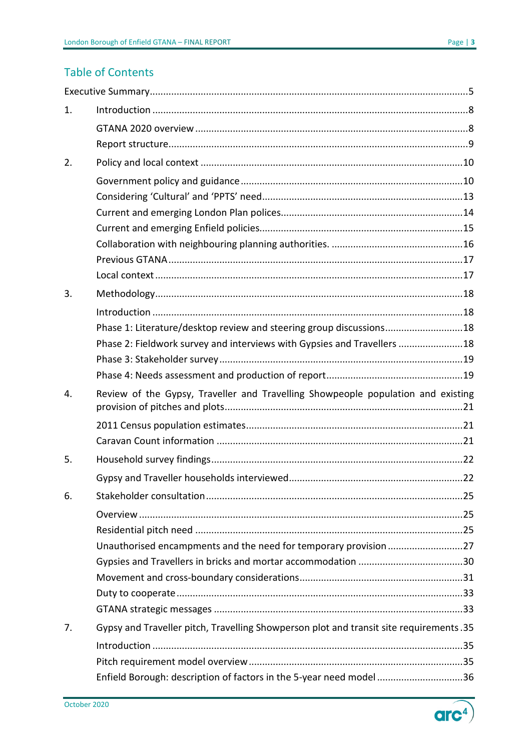## Table of Contents

Executive Summary....................................................................................................................5

1. Introduction ....................................................................................................................8
   - GTANA 2020 overview ....................................................................................................8
   - Report structure.............................................................................................................9
2. Policy and local context ................................................................................................10
   - Government policy and guidance .................................................................................10
   - Considering 'Cultural' and 'PPTS' need..........................................................................13
   - Current and emerging London Plan polices...................................................................14
   - Current and emerging Enfield policies...........................................................................15
   - Collaboration with neighbouring planning authorities. ................................................16
   - Previous GTANA ............................................................................................................17
   - Local context .................................................................................................................17
3. Methodology.................................................................................................................18
   - Introduction ..................................................................................................................18
   - Phase 1: Literature/desktop review and steering group discussions............................18
   - Phase 2: Fieldwork survey and interviews with Gypsies and Travellers ........................18
   - Phase 3: Stakeholder survey..........................................................................................19
   - Phase 4: Needs assessment and production of report..................................................19
4. Review of the Gypsy, Traveller and Travelling Showpeople population and existing provision of pitches and plots.......................................................................................21
   - 2011 Census population estimates................................................................................21
   - Caravan Count information ..........................................................................................21
5. Household survey findings............................................................................................22
   - Gypsy and Traveller households interviewed................................................................22
6. Stakeholder consultation..............................................................................................25
   - Overview .......................................................................................................................25
   - Residential pitch need ..................................................................................................25
   - Unauthorised encampments and the need for temporary provision ...........................27
   - Gypsies and Travellers in bricks and mortar accommodation ......................................30
   - Movement and cross-boundary considerations............................................................31
   - Duty to cooperate .........................................................................................................33
   - GTANA strategic messages ...........................................................................................33
7. Gypsy and Traveller pitch, Travelling Showperson plot and transit site requirements .35
   - Introduction ..................................................................................................................35
   - Pitch requirement model overview...............................................................................35
   - Enfield Borough: description of factors in the 5-year need model ...............................36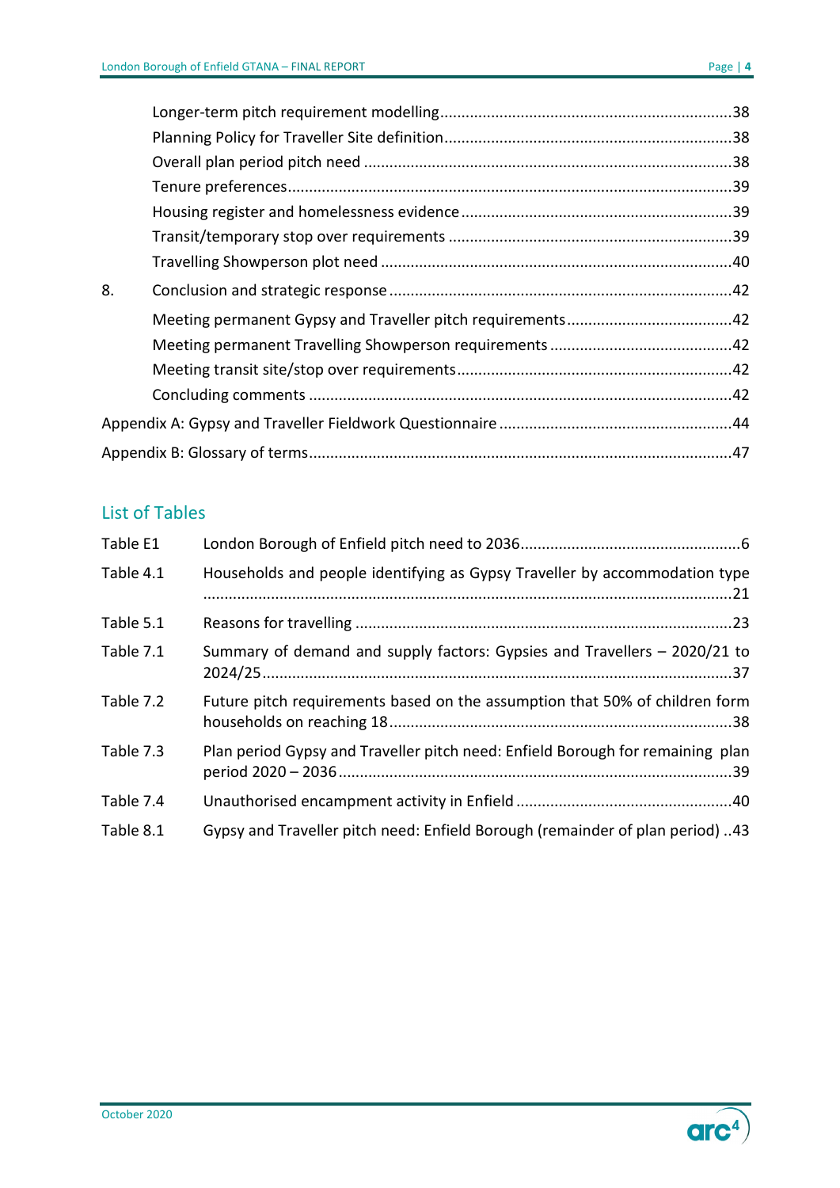Longer-term pitch requirement modelling ....................................................................38
Planning Policy for Traveller Site definition ....................................................................38
Overall plan period pitch need ....................................................................38
Tenure preferences ....................................................................39
Housing register and homelessness evidence ....................................................................39
Transit/temporary stop over requirements ....................................................................39
Travelling Showperson plot need ....................................................................40

8. Conclusion and strategic response ....................................................................42
Meeting permanent Gypsy and Traveller pitch requirements ....................................................................42
Meeting permanent Travelling Showperson requirements ....................................................................42
Meeting transit site/stop over requirements ....................................................................42
Concluding comments ....................................................................42

Appendix A: Gypsy and Traveller Fieldwork Questionnaire ....................................................................44

Appendix B: Glossary of terms ....................................................................47

## List of Tables

| | | |
|---|---|---|
| Table E1 | London Borough of Enfield pitch need to 2036 | 6 |
| Table 4.1 | Households and people identifying as Gypsy Traveller by accommodation type | 21 |
| Table 5.1 | Reasons for travelling | 23 |
| Table 7.1 | Summary of demand and supply factors: Gypsies and Travellers – 2020/21 to 2024/25 | 37 |
| Table 7.2 | Future pitch requirements based on the assumption that 50% of children form households on reaching 18 | 38 |
| Table 7.3 | Plan period Gypsy and Traveller pitch need: Enfield Borough for remaining plan period 2020 – 2036 | 39 |
| Table 7.4 | Unauthorised encampment activity in Enfield | 40 |
| Table 8.1 | Gypsy and Traveller pitch need: Enfield Borough (remainder of plan period) | 43 |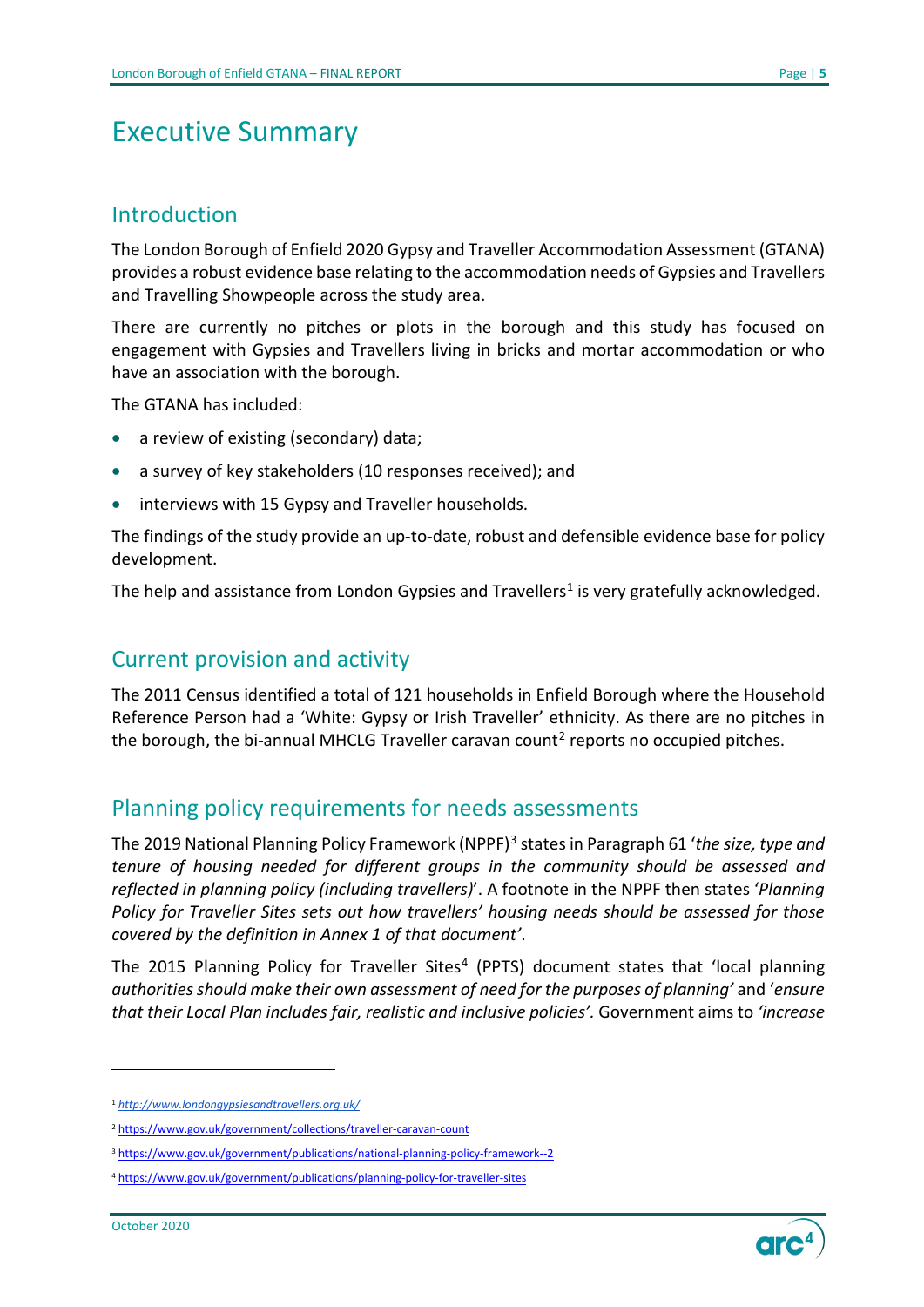# Executive Summary

## Introduction

The London Borough of Enfield 2020 Gypsy and Traveller Accommodation Assessment (GTANA) provides a robust evidence base relating to the accommodation needs of Gypsies and Travellers and Travelling Showpeople across the study area.

There are currently no pitches or plots in the borough and this study has focused on engagement with Gypsies and Travellers living in bricks and mortar accommodation or who have an association with the borough.

The GTANA has included:

- a review of existing (secondary) data;
- a survey of key stakeholders (10 responses received); and
- interviews with 15 Gypsy and Traveller households.

The findings of the study provide an up-to-date, robust and defensible evidence base for policy development.

The help and assistance from London Gypsies and Travellers[1] is very gratefully acknowledged.

## Current provision and activity

The 2011 Census identified a total of 121 households in Enfield Borough where the Household Reference Person had a 'White: Gypsy or Irish Traveller' ethnicity. As there are no pitches in the borough, the bi-annual MHCLG Traveller caravan count[2] reports no occupied pitches.

## Planning policy requirements for needs assessments

The 2019 National Planning Policy Framework (NPPF)[3] states in Paragraph 61 '*the size, type and tenure of housing needed for different groups in the community should be assessed and reflected in planning policy (including travellers)*'. A footnote in the NPPF then states '*Planning Policy for Traveller Sites sets out how travellers' housing needs should be assessed for those covered by the definition in Annex 1 of that document'*.

The 2015 Planning Policy for Traveller Sites[4] (PPTS) document states that 'local planning *authorities should make their own assessment of need for the purposes of planning'* and '*ensure that their Local Plan includes fair, realistic and inclusive policies'.* Government aims to *'increase*

---

[1] *http://www.londongypsiesandtravellers.org.uk/*

[2] https://www.gov.uk/government/collections/traveller-caravan-count

[3] https://www.gov.uk/government/publications/national-planning-policy-framework--2

[4] https://www.gov.uk/government/publications/planning-policy-for-traveller-sites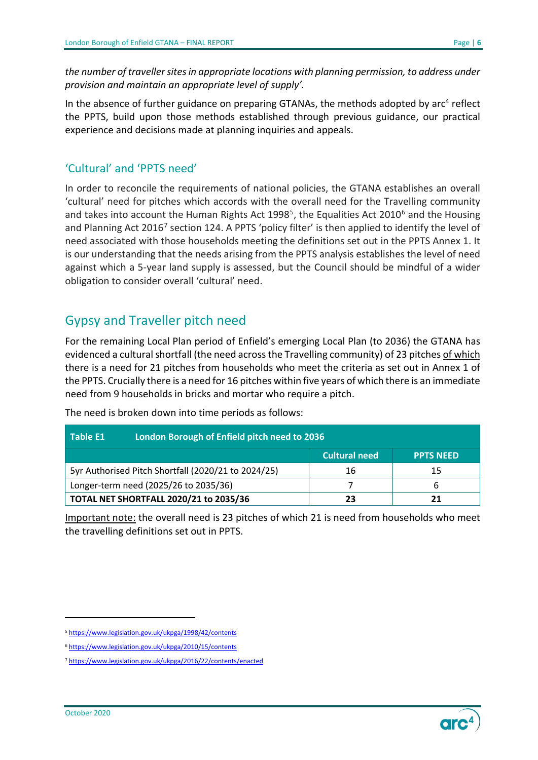*the number of traveller sites in appropriate locations with planning permission, to address under provision and maintain an appropriate level of supply'.*

In the absence of further guidance on preparing GTANAs, the methods adopted by arc[4] reflect the PPTS, build upon those methods established through previous guidance, our practical experience and decisions made at planning inquiries and appeals.

## 'Cultural' and 'PPTS need'

In order to reconcile the requirements of national policies, the GTANA establishes an overall 'cultural' need for pitches which accords with the overall need for the Travelling community and takes into account the Human Rights Act 1998[5], the Equalities Act 2010[6] and the Housing and Planning Act 2016[7] section 124. A PPTS 'policy filter' is then applied to identify the level of need associated with those households meeting the definitions set out in the PPTS Annex 1. It is our understanding that the needs arising from the PPTS analysis establishes the level of need against which a 5-year land supply is assessed, but the Council should be mindful of a wider obligation to consider overall 'cultural' need.

# Gypsy and Traveller pitch need

For the remaining Local Plan period of Enfield's emerging Local Plan (to 2036) the GTANA has evidenced a cultural shortfall (the need across the Travelling community) of 23 pitches of which there is a need for 21 pitches from households who meet the criteria as set out in Annex 1 of the PPTS. Crucially there is a need for 16 pitches within five years of which there is an immediate need from 9 households in bricks and mortar who require a pitch.

The need is broken down into time periods as follows:

| Table E1 London Borough of Enfield pitch need to 2036 | | |
|---|---|---|
| | **Cultural need** | **PPTS NEED** |
| 5yr Authorised Pitch Shortfall (2020/21 to 2024/25) | 16 | 15 |
| Longer-term need (2025/26 to 2035/36) | 7 | 6 |
| **TOTAL NET SHORTFALL 2020/21 to 2035/36** | **23** | **21** |

Important note: the overall need is 23 pitches of which 21 is need from households who meet the travelling definitions set out in PPTS.

---

[5] https://www.legislation.gov.uk/ukpga/1998/42/contents

[6] https://www.legislation.gov.uk/ukpga/2010/15/contents

[7] https://www.legislation.gov.uk/ukpga/2016/22/contents/enacted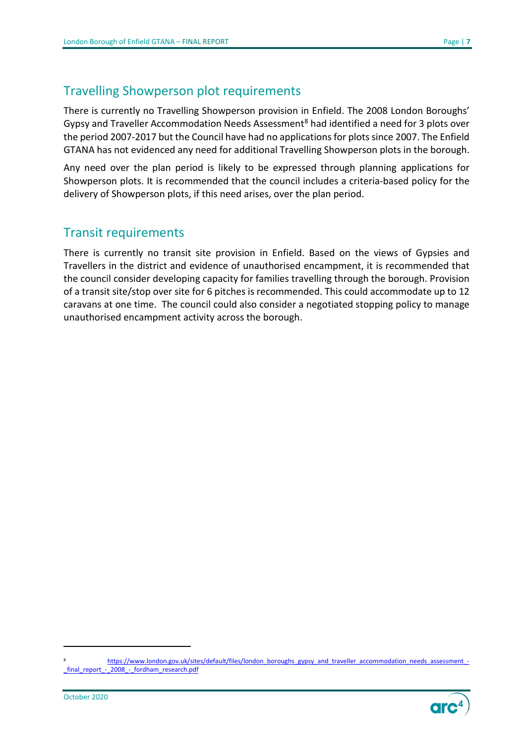## Travelling Showperson plot requirements

There is currently no Travelling Showperson provision in Enfield. The 2008 London Boroughs' Gypsy and Traveller Accommodation Needs Assessment[8] had identified a need for 3 plots over the period 2007-2017 but the Council have had no applications for plots since 2007. The Enfield GTANA has not evidenced any need for additional Travelling Showperson plots in the borough.

Any need over the plan period is likely to be expressed through planning applications for Showperson plots. It is recommended that the council includes a criteria-based policy for the delivery of Showperson plots, if this need arises, over the plan period.

## Transit requirements

There is currently no transit site provision in Enfield. Based on the views of Gypsies and Travellers in the district and evidence of unauthorised encampment, it is recommended that the council consider developing capacity for families travelling through the borough. Provision of a transit site/stop over site for 6 pitches is recommended. This could accommodate up to 12 caravans at one time. The council could also consider a negotiated stopping policy to manage unauthorised encampment activity across the borough.

---

[8] https://www.london.gov.uk/sites/default/files/london_boroughs_gypsy_and_traveller_accommodation_needs_assessment_-_final_report_-_2008_-_fordham_research.pdf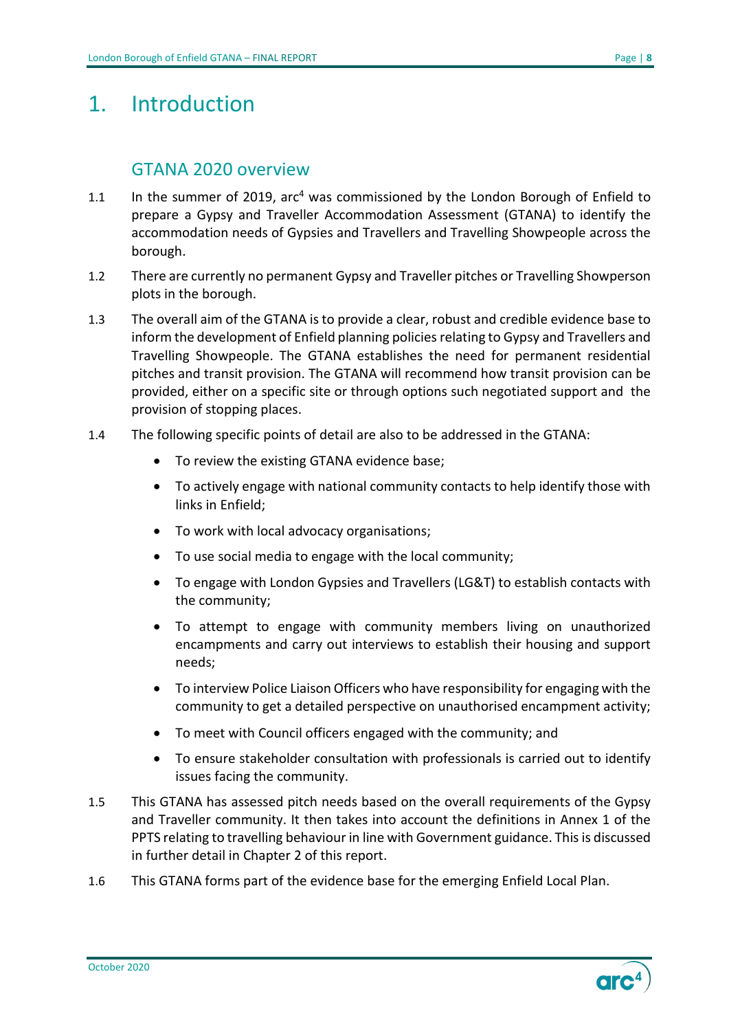# 1. Introduction

## GTANA 2020 overview

1.1 In the summer of 2019, arc[4] was commissioned by the London Borough of Enfield to prepare a Gypsy and Traveller Accommodation Assessment (GTANA) to identify the accommodation needs of Gypsies and Travellers and Travelling Showpeople across the borough.

1.2 There are currently no permanent Gypsy and Traveller pitches or Travelling Showperson plots in the borough.

1.3 The overall aim of the GTANA is to provide a clear, robust and credible evidence base to inform the development of Enfield planning policies relating to Gypsy and Travellers and Travelling Showpeople. The GTANA establishes the need for permanent residential pitches and transit provision. The GTANA will recommend how transit provision can be provided, either on a specific site or through options such negotiated support and the provision of stopping places.

1.4 The following specific points of detail are also to be addressed in the GTANA:

- To review the existing GTANA evidence base;
- To actively engage with national community contacts to help identify those with links in Enfield;
- To work with local advocacy organisations;
- To use social media to engage with the local community;
- To engage with London Gypsies and Travellers (LG&T) to establish contacts with the community;
- To attempt to engage with community members living on unauthorized encampments and carry out interviews to establish their housing and support needs;
- To interview Police Liaison Officers who have responsibility for engaging with the community to get a detailed perspective on unauthorised encampment activity;
- To meet with Council officers engaged with the community; and
- To ensure stakeholder consultation with professionals is carried out to identify issues facing the community.

1.5 This GTANA has assessed pitch needs based on the overall requirements of the Gypsy and Traveller community. It then takes into account the definitions in Annex 1 of the PPTS relating to travelling behaviour in line with Government guidance. This is discussed in further detail in Chapter 2 of this report.

1.6 This GTANA forms part of the evidence base for the emerging Enfield Local Plan.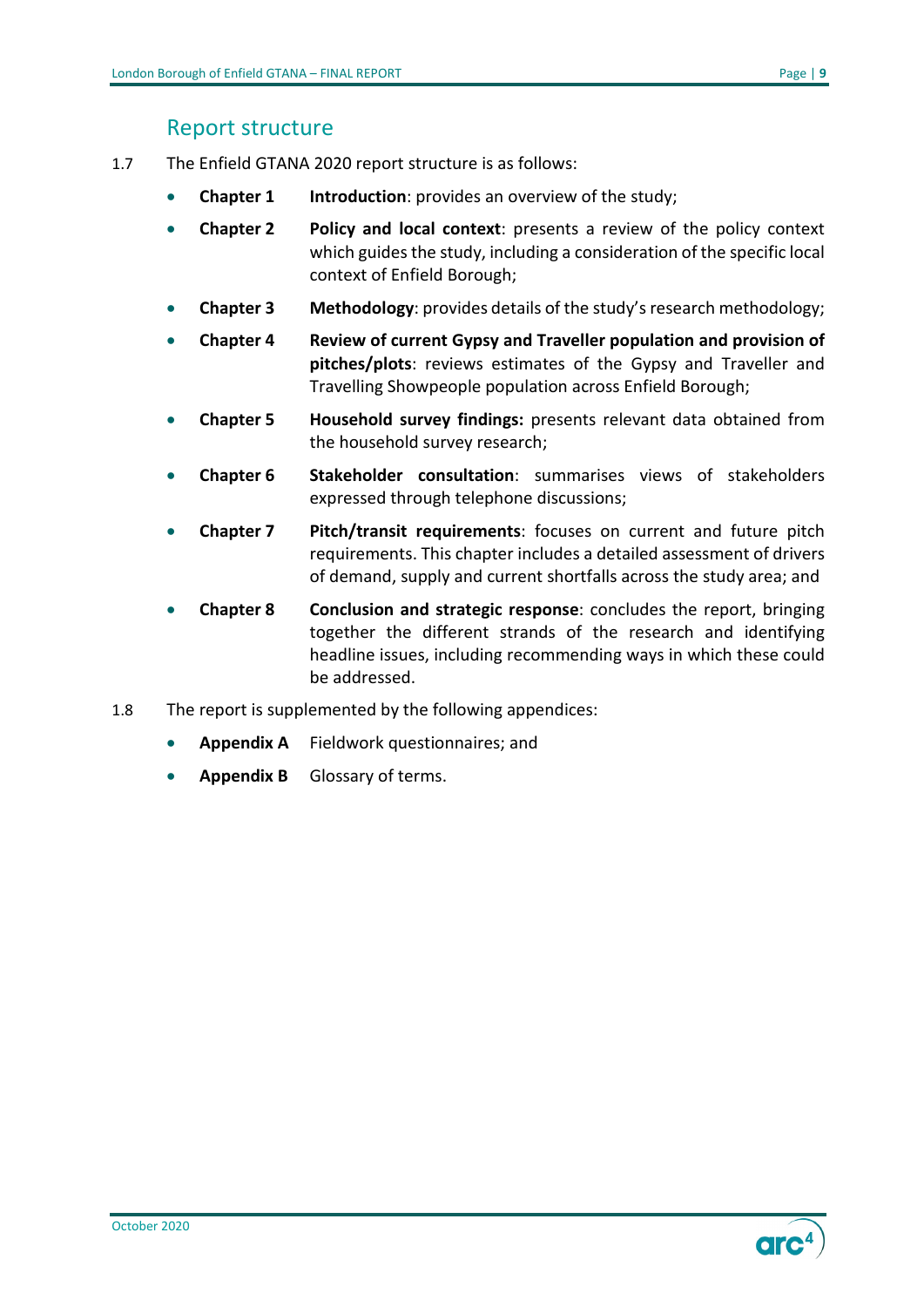## Report structure

1.7 The Enfield GTANA 2020 report structure is as follows:

- **Chapter 1** **Introduction**: provides an overview of the study;
- **Chapter 2** **Policy and local context**: presents a review of the policy context which guides the study, including a consideration of the specific local context of Enfield Borough;
- **Chapter 3** **Methodology**: provides details of the study's research methodology;
- **Chapter 4** **Review of current Gypsy and Traveller population and provision of pitches/plots**: reviews estimates of the Gypsy and Traveller and Travelling Showpeople population across Enfield Borough;
- **Chapter 5** **Household survey findings:** presents relevant data obtained from the household survey research;
- **Chapter 6** **Stakeholder consultation**: summarises views of stakeholders expressed through telephone discussions;
- **Chapter 7** **Pitch/transit requirements**: focuses on current and future pitch requirements. This chapter includes a detailed assessment of drivers of demand, supply and current shortfalls across the study area; and
- **Chapter 8** **Conclusion and strategic response**: concludes the report, bringing together the different strands of the research and identifying headline issues, including recommending ways in which these could be addressed.

1.8 The report is supplemented by the following appendices:

- **Appendix A** Fieldwork questionnaires; and
- **Appendix B** Glossary of terms.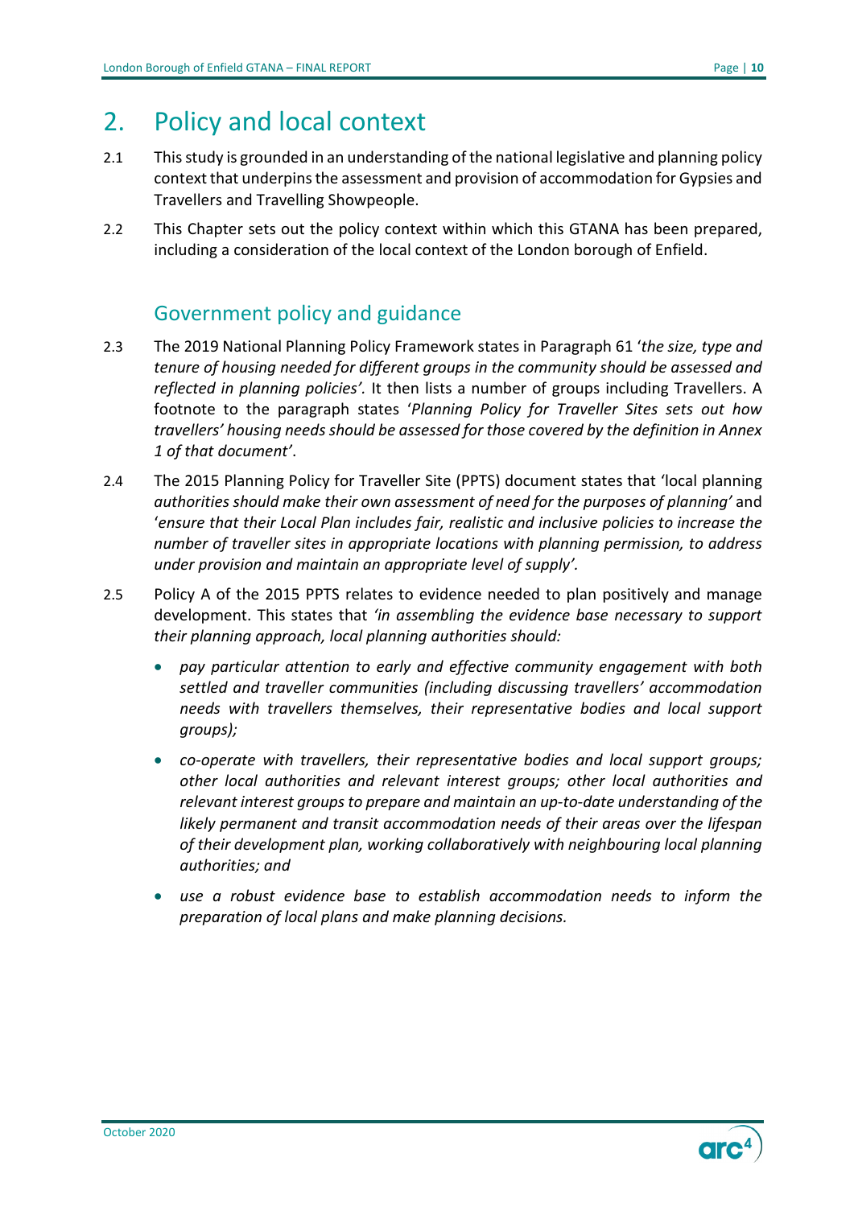# 2. Policy and local context

2.1 This study is grounded in an understanding of the national legislative and planning policy context that underpins the assessment and provision of accommodation for Gypsies and Travellers and Travelling Showpeople.

2.2 This Chapter sets out the policy context within which this GTANA has been prepared, including a consideration of the local context of the London borough of Enfield.

## Government policy and guidance

2.3 The 2019 National Planning Policy Framework states in Paragraph 61 '*the size, type and tenure of housing needed for different groups in the community should be assessed and reflected in planning policies'.* It then lists a number of groups including Travellers. A footnote to the paragraph states '*Planning Policy for Traveller Sites sets out how travellers' housing needs should be assessed for those covered by the definition in Annex 1 of that document'*.

2.4 The 2015 Planning Policy for Traveller Site (PPTS) document states that 'local planning *authorities should make their own assessment of need for the purposes of planning'* and '*ensure that their Local Plan includes fair, realistic and inclusive policies to increase the number of traveller sites in appropriate locations with planning permission, to address under provision and maintain an appropriate level of supply'.*

2.5 Policy A of the 2015 PPTS relates to evidence needed to plan positively and manage development. This states that *'in assembling the evidence base necessary to support their planning approach, local planning authorities should:*

- *pay particular attention to early and effective community engagement with both settled and traveller communities (including discussing travellers' accommodation needs with travellers themselves, their representative bodies and local support groups);*
- *co-operate with travellers, their representative bodies and local support groups; other local authorities and relevant interest groups; other local authorities and relevant interest groups to prepare and maintain an up-to-date understanding of the likely permanent and transit accommodation needs of their areas over the lifespan of their development plan, working collaboratively with neighbouring local planning authorities; and*
- *use a robust evidence base to establish accommodation needs to inform the preparation of local plans and make planning decisions.*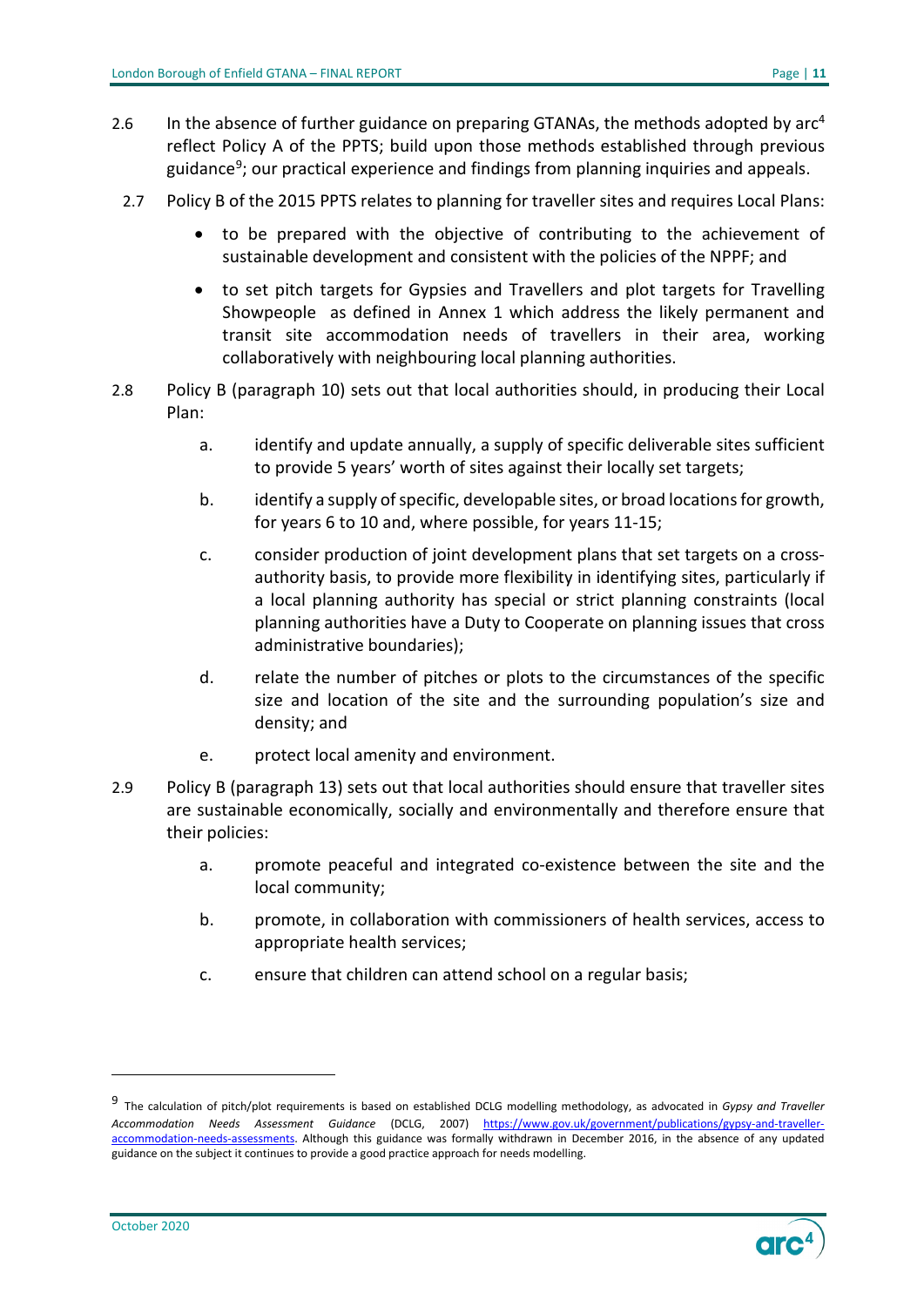2.6 In the absence of further guidance on preparing GTANAs, the methods adopted by arc[4] reflect Policy A of the PPTS; build upon those methods established through previous guidance[9]; our practical experience and findings from planning inquiries and appeals.

2.7 Policy B of the 2015 PPTS relates to planning for traveller sites and requires Local Plans:

- to be prepared with the objective of contributing to the achievement of sustainable development and consistent with the policies of the NPPF; and
- to set pitch targets for Gypsies and Travellers and plot targets for Travelling Showpeople as defined in Annex 1 which address the likely permanent and transit site accommodation needs of travellers in their area, working collaboratively with neighbouring local planning authorities.

2.8 Policy B (paragraph 10) sets out that local authorities should, in producing their Local Plan:

a. identify and update annually, a supply of specific deliverable sites sufficient to provide 5 years' worth of sites against their locally set targets;

b. identify a supply of specific, developable sites, or broad locations for growth, for years 6 to 10 and, where possible, for years 11-15;

c. consider production of joint development plans that set targets on a cross-authority basis, to provide more flexibility in identifying sites, particularly if a local planning authority has special or strict planning constraints (local planning authorities have a Duty to Cooperate on planning issues that cross administrative boundaries);

d. relate the number of pitches or plots to the circumstances of the specific size and location of the site and the surrounding population's size and density; and

e. protect local amenity and environment.

2.9 Policy B (paragraph 13) sets out that local authorities should ensure that traveller sites are sustainable economically, socially and environmentally and therefore ensure that their policies:

a. promote peaceful and integrated co-existence between the site and the local community;

b. promote, in collaboration with commissioners of health services, access to appropriate health services;

c. ensure that children can attend school on a regular basis;

---

[9] The calculation of pitch/plot requirements is based on established DCLG modelling methodology, as advocated in *Gypsy and Traveller Accommodation Needs Assessment Guidance* (DCLG, 2007) https://www.gov.uk/government/publications/gypsy-and-traveller-accommodation-needs-assessments. Although this guidance was formally withdrawn in December 2016, in the absence of any updated guidance on the subject it continues to provide a good practice approach for needs modelling.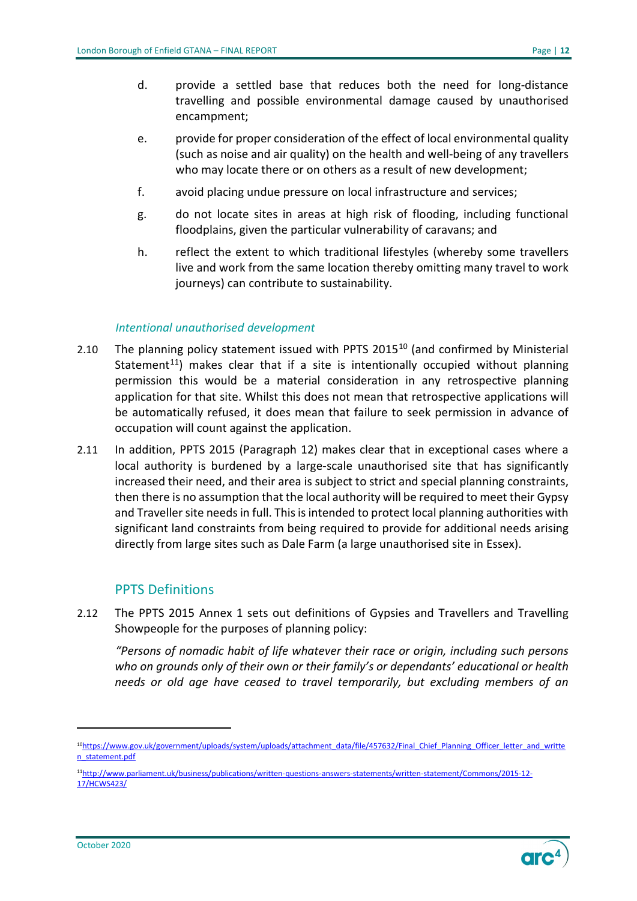d. provide a settled base that reduces both the need for long-distance travelling and possible environmental damage caused by unauthorised encampment;

e. provide for proper consideration of the effect of local environmental quality (such as noise and air quality) on the health and well-being of any travellers who may locate there or on others as a result of new development;

f. avoid placing undue pressure on local infrastructure and services;

g. do not locate sites in areas at high risk of flooding, including functional floodplains, given the particular vulnerability of caravans; and

h. reflect the extent to which traditional lifestyles (whereby some travellers live and work from the same location thereby omitting many travel to work journeys) can contribute to sustainability.

*Intentional unauthorised development*

2.10 The planning policy statement issued with PPTS 2015[10] (and confirmed by Ministerial Statement[11]) makes clear that if a site is intentionally occupied without planning permission this would be a material consideration in any retrospective planning application for that site. Whilst this does not mean that retrospective applications will be automatically refused, it does mean that failure to seek permission in advance of occupation will count against the application.

2.11 In addition, PPTS 2015 (Paragraph 12) makes clear that in exceptional cases where a local authority is burdened by a large-scale unauthorised site that has significantly increased their need, and their area is subject to strict and special planning constraints, then there is no assumption that the local authority will be required to meet their Gypsy and Traveller site needs in full. This is intended to protect local planning authorities with significant land constraints from being required to provide for additional needs arising directly from large sites such as Dale Farm (a large unauthorised site in Essex).

## PPTS Definitions

2.12 The PPTS 2015 Annex 1 sets out definitions of Gypsies and Travellers and Travelling Showpeople for the purposes of planning policy:

*"Persons of nomadic habit of life whatever their race or origin, including such persons who on grounds only of their own or their family's or dependants' educational or health needs or old age have ceased to travel temporarily, but excluding members of an*

---

[10] https://www.gov.uk/government/uploads/system/uploads/attachment_data/file/457632/Final_Chief_Planning_Officer_letter_and_written_statement.pdf

[11] http://www.parliament.uk/business/publications/written-questions-answers-statements/written-statement/Commons/2015-12-17/HCWS423/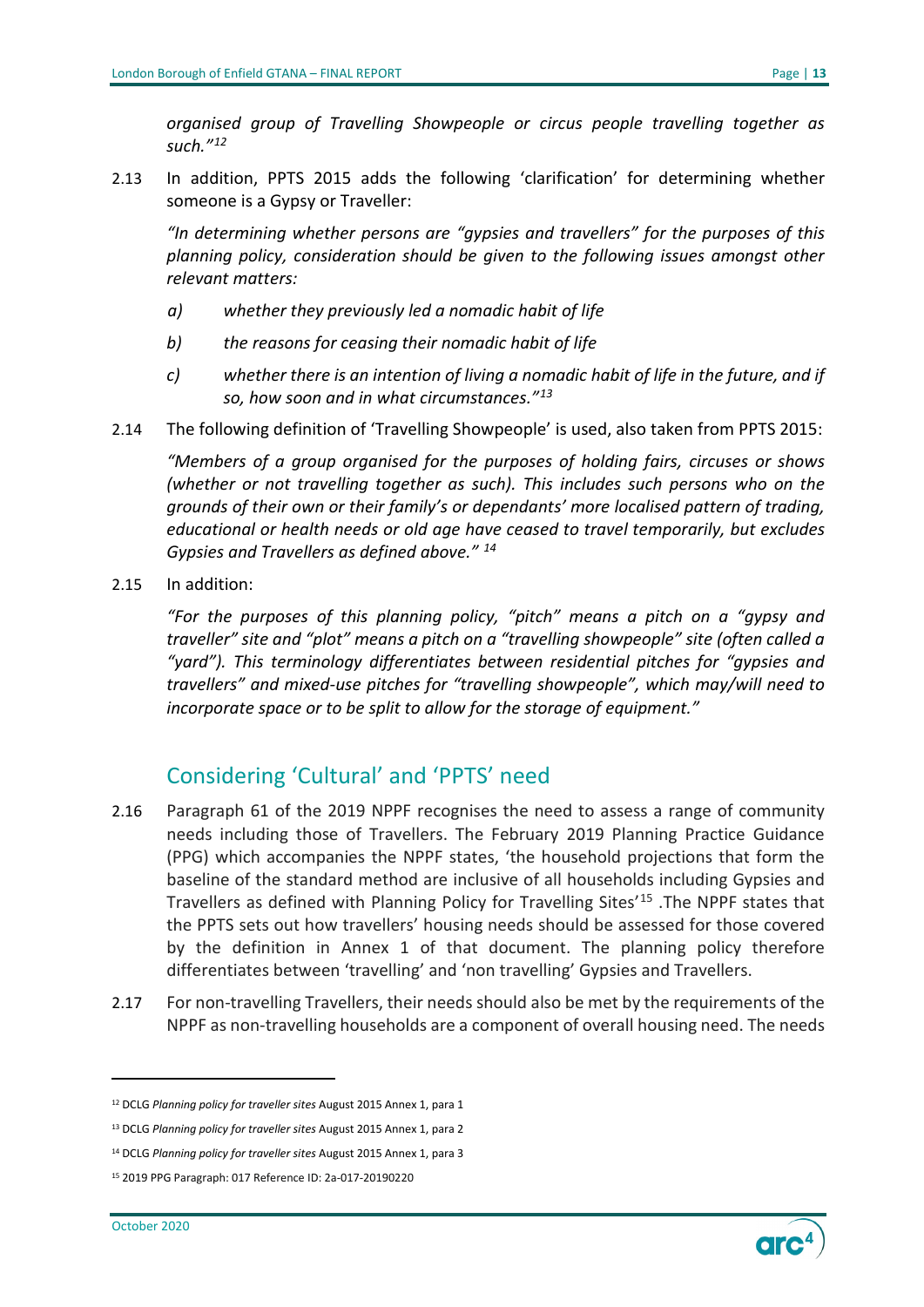*organised group of Travelling Showpeople or circus people travelling together as such."*[12]

2.13 In addition, PPTS 2015 adds the following 'clarification' for determining whether someone is a Gypsy or Traveller:

*"In determining whether persons are "gypsies and travellers" for the purposes of this planning policy, consideration should be given to the following issues amongst other relevant matters:*

*a) whether they previously led a nomadic habit of life*

*b) the reasons for ceasing their nomadic habit of life*

*c) whether there is an intention of living a nomadic habit of life in the future, and if so, how soon and in what circumstances."*[13]

2.14 The following definition of 'Travelling Showpeople' is used, also taken from PPTS 2015:

*"Members of a group organised for the purposes of holding fairs, circuses or shows (whether or not travelling together as such). This includes such persons who on the grounds of their own or their family's or dependants' more localised pattern of trading, educational or health needs or old age have ceased to travel temporarily, but excludes Gypsies and Travellers as defined above."* [14]

2.15 In addition:

*"For the purposes of this planning policy, "pitch" means a pitch on a "gypsy and traveller" site and "plot" means a pitch on a "travelling showpeople" site (often called a "yard"). This terminology differentiates between residential pitches for "gypsies and travellers" and mixed-use pitches for "travelling showpeople", which may/will need to incorporate space or to be split to allow for the storage of equipment."*

## Considering 'Cultural' and 'PPTS' need

2.16 Paragraph 61 of the 2019 NPPF recognises the need to assess a range of community needs including those of Travellers. The February 2019 Planning Practice Guidance (PPG) which accompanies the NPPF states, 'the household projections that form the baseline of the standard method are inclusive of all households including Gypsies and Travellers as defined with Planning Policy for Travelling Sites'[15] .The NPPF states that the PPTS sets out how travellers' housing needs should be assessed for those covered by the definition in Annex 1 of that document. The planning policy therefore differentiates between 'travelling' and 'non travelling' Gypsies and Travellers.

2.17 For non-travelling Travellers, their needs should also be met by the requirements of the NPPF as non-travelling households are a component of overall housing need. The needs

---

[12] DCLG *Planning policy for traveller sites* August 2015 Annex 1, para 1

[13] DCLG *Planning policy for traveller sites* August 2015 Annex 1, para 2

[14] DCLG *Planning policy for traveller sites* August 2015 Annex 1, para 3

[15] 2019 PPG Paragraph: 017 Reference ID: 2a-017-20190220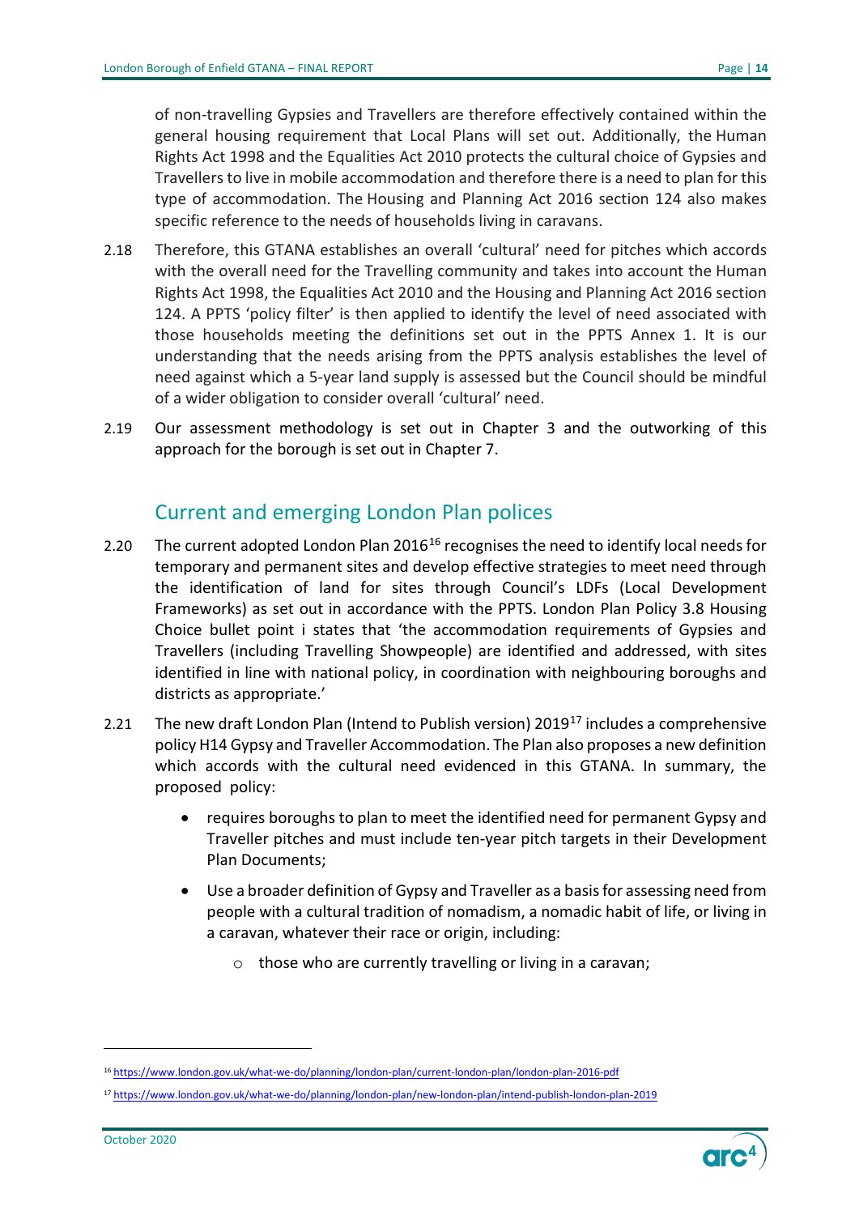of non-travelling Gypsies and Travellers are therefore effectively contained within the general housing requirement that Local Plans will set out. Additionally, the Human Rights Act 1998 and the Equalities Act 2010 protects the cultural choice of Gypsies and Travellers to live in mobile accommodation and therefore there is a need to plan for this type of accommodation. The Housing and Planning Act 2016 section 124 also makes specific reference to the needs of households living in caravans.

2.18 Therefore, this GTANA establishes an overall 'cultural' need for pitches which accords with the overall need for the Travelling community and takes into account the Human Rights Act 1998, the Equalities Act 2010 and the Housing and Planning Act 2016 section 124. A PPTS 'policy filter' is then applied to identify the level of need associated with those households meeting the definitions set out in the PPTS Annex 1. It is our understanding that the needs arising from the PPTS analysis establishes the level of need against which a 5-year land supply is assessed but the Council should be mindful of a wider obligation to consider overall 'cultural' need.

2.19 Our assessment methodology is set out in Chapter 3 and the outworking of this approach for the borough is set out in Chapter 7.

## Current and emerging London Plan polices

2.20 The current adopted London Plan 2016[16] recognises the need to identify local needs for temporary and permanent sites and develop effective strategies to meet need through the identification of land for sites through Council's LDFs (Local Development Frameworks) as set out in accordance with the PPTS. London Plan Policy 3.8 Housing Choice bullet point i states that 'the accommodation requirements of Gypsies and Travellers (including Travelling Showpeople) are identified and addressed, with sites identified in line with national policy, in coordination with neighbouring boroughs and districts as appropriate.'

2.21 The new draft London Plan (Intend to Publish version) 2019[17] includes a comprehensive policy H14 Gypsy and Traveller Accommodation. The Plan also proposes a new definition which accords with the cultural need evidenced in this GTANA. In summary, the proposed policy:

- requires boroughs to plan to meet the identified need for permanent Gypsy and Traveller pitches and must include ten-year pitch targets in their Development Plan Documents;
- Use a broader definition of Gypsy and Traveller as a basis for assessing need from people with a cultural tradition of nomadism, a nomadic habit of life, or living in a caravan, whatever their race or origin, including:
  - those who are currently travelling or living in a caravan;

[16] https://www.london.gov.uk/what-we-do/planning/london-plan/current-london-plan/london-plan-2016-pdf

[17] https://www.london.gov.uk/what-we-do/planning/london-plan/new-london-plan/intend-publish-london-plan-2019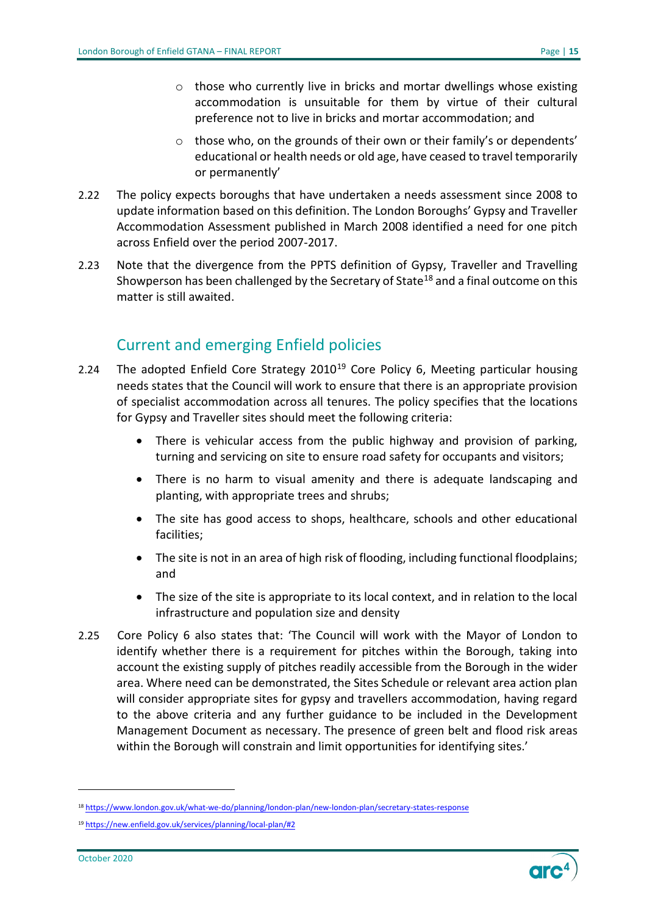- those who currently live in bricks and mortar dwellings whose existing accommodation is unsuitable for them by virtue of their cultural preference not to live in bricks and mortar accommodation; and
- those who, on the grounds of their own or their family's or dependents' educational or health needs or old age, have ceased to travel temporarily or permanently'

2.22 The policy expects boroughs that have undertaken a needs assessment since 2008 to update information based on this definition. The London Boroughs' Gypsy and Traveller Accommodation Assessment published in March 2008 identified a need for one pitch across Enfield over the period 2007-2017.

2.23 Note that the divergence from the PPTS definition of Gypsy, Traveller and Travelling Showperson has been challenged by the Secretary of State[18] and a final outcome on this matter is still awaited.

## Current and emerging Enfield policies

2.24 The adopted Enfield Core Strategy 2010[19] Core Policy 6, Meeting particular housing needs states that the Council will work to ensure that there is an appropriate provision of specialist accommodation across all tenures. The policy specifies that the locations for Gypsy and Traveller sites should meet the following criteria:

- There is vehicular access from the public highway and provision of parking, turning and servicing on site to ensure road safety for occupants and visitors;
- There is no harm to visual amenity and there is adequate landscaping and planting, with appropriate trees and shrubs;
- The site has good access to shops, healthcare, schools and other educational facilities;
- The site is not in an area of high risk of flooding, including functional floodplains; and
- The size of the site is appropriate to its local context, and in relation to the local infrastructure and population size and density

2.25 Core Policy 6 also states that: 'The Council will work with the Mayor of London to identify whether there is a requirement for pitches within the Borough, taking into account the existing supply of pitches readily accessible from the Borough in the wider area. Where need can be demonstrated, the Sites Schedule or relevant area action plan will consider appropriate sites for gypsy and travellers accommodation, having regard to the above criteria and any further guidance to be included in the Development Management Document as necessary. The presence of green belt and flood risk areas within the Borough will constrain and limit opportunities for identifying sites.'

---

[18] https://www.london.gov.uk/what-we-do/planning/london-plan/new-london-plan/secretary-states-response

[19] https://new.enfield.gov.uk/services/planning/local-plan/#2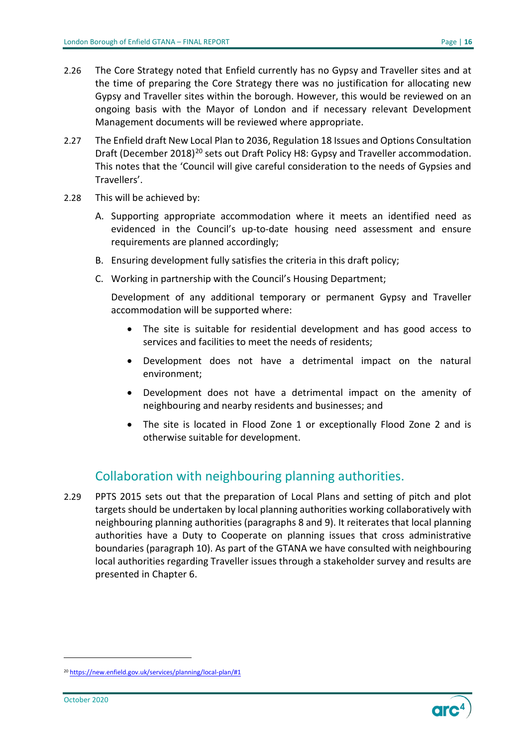2.26 The Core Strategy noted that Enfield currently has no Gypsy and Traveller sites and at the time of preparing the Core Strategy there was no justification for allocating new Gypsy and Traveller sites within the borough. However, this would be reviewed on an ongoing basis with the Mayor of London and if necessary relevant Development Management documents will be reviewed where appropriate.

2.27 The Enfield draft New Local Plan to 2036, Regulation 18 Issues and Options Consultation Draft (December 2018)[20] sets out Draft Policy H8: Gypsy and Traveller accommodation. This notes that the 'Council will give careful consideration to the needs of Gypsies and Travellers'.

2.28 This will be achieved by:

A. Supporting appropriate accommodation where it meets an identified need as evidenced in the Council's up-to-date housing need assessment and ensure requirements are planned accordingly;

B. Ensuring development fully satisfies the criteria in this draft policy;

C. Working in partnership with the Council's Housing Department;

Development of any additional temporary or permanent Gypsy and Traveller accommodation will be supported where:

- The site is suitable for residential development and has good access to services and facilities to meet the needs of residents;
- Development does not have a detrimental impact on the natural environment;
- Development does not have a detrimental impact on the amenity of neighbouring and nearby residents and businesses; and
- The site is located in Flood Zone 1 or exceptionally Flood Zone 2 and is otherwise suitable for development.

## Collaboration with neighbouring planning authorities.

2.29 PPTS 2015 sets out that the preparation of Local Plans and setting of pitch and plot targets should be undertaken by local planning authorities working collaboratively with neighbouring planning authorities (paragraphs 8 and 9). It reiterates that local planning authorities have a Duty to Cooperate on planning issues that cross administrative boundaries (paragraph 10). As part of the GTANA we have consulted with neighbouring local authorities regarding Traveller issues through a stakeholder survey and results are presented in Chapter 6.

[20] https://new.enfield.gov.uk/services/planning/local-plan/#1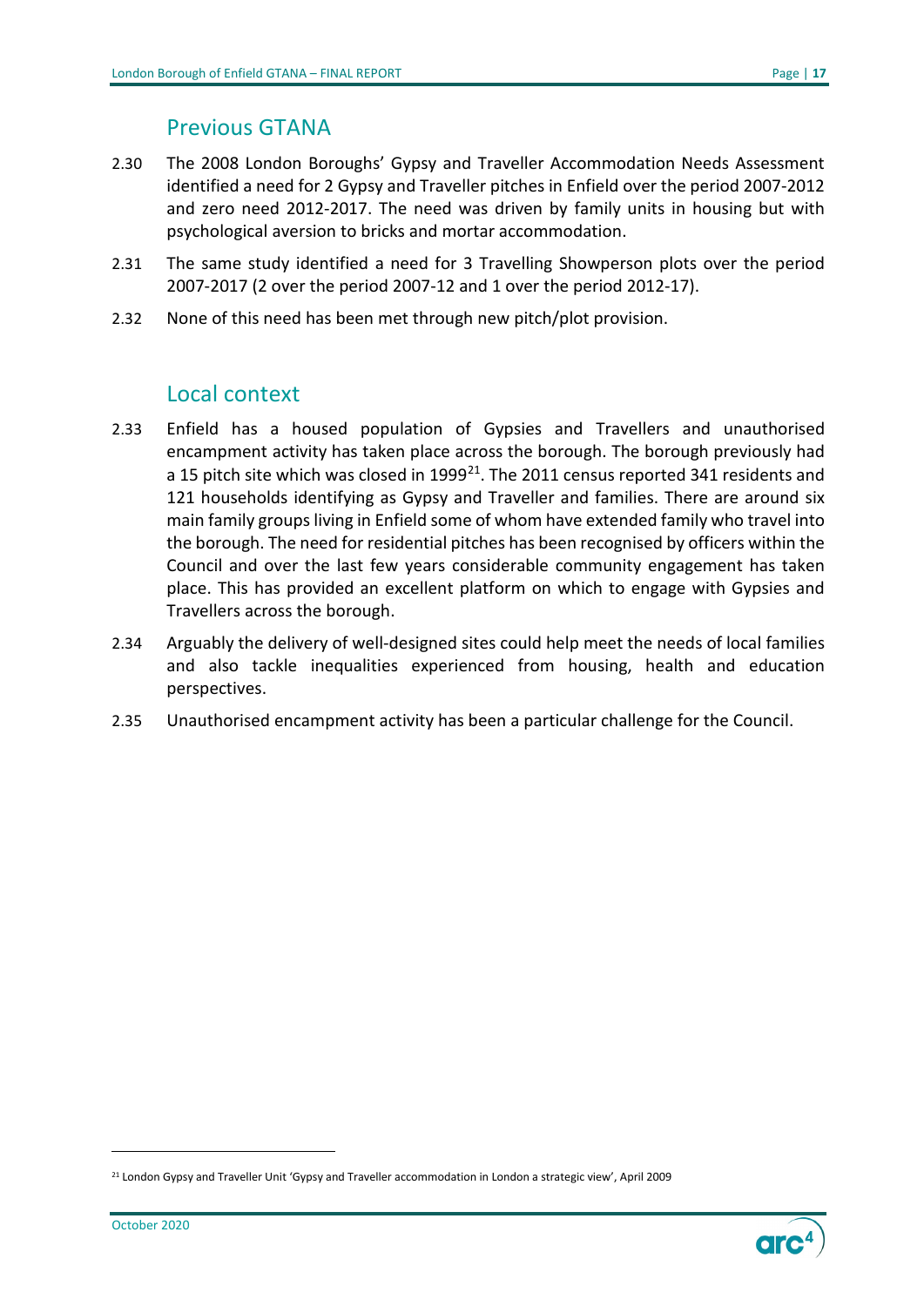## Previous GTANA

2.30 The 2008 London Boroughs' Gypsy and Traveller Accommodation Needs Assessment identified a need for 2 Gypsy and Traveller pitches in Enfield over the period 2007-2012 and zero need 2012-2017. The need was driven by family units in housing but with psychological aversion to bricks and mortar accommodation.

2.31 The same study identified a need for 3 Travelling Showperson plots over the period 2007-2017 (2 over the period 2007-12 and 1 over the period 2012-17).

2.32 None of this need has been met through new pitch/plot provision.

## Local context

2.33 Enfield has a housed population of Gypsies and Travellers and unauthorised encampment activity has taken place across the borough. The borough previously had a 15 pitch site which was closed in 1999[21]. The 2011 census reported 341 residents and 121 households identifying as Gypsy and Traveller and families. There are around six main family groups living in Enfield some of whom have extended family who travel into the borough. The need for residential pitches has been recognised by officers within the Council and over the last few years considerable community engagement has taken place. This has provided an excellent platform on which to engage with Gypsies and Travellers across the borough.

2.34 Arguably the delivery of well-designed sites could help meet the needs of local families and also tackle inequalities experienced from housing, health and education perspectives.

2.35 Unauthorised encampment activity has been a particular challenge for the Council.

[21] London Gypsy and Traveller Unit 'Gypsy and Traveller accommodation in London a strategic view', April 2009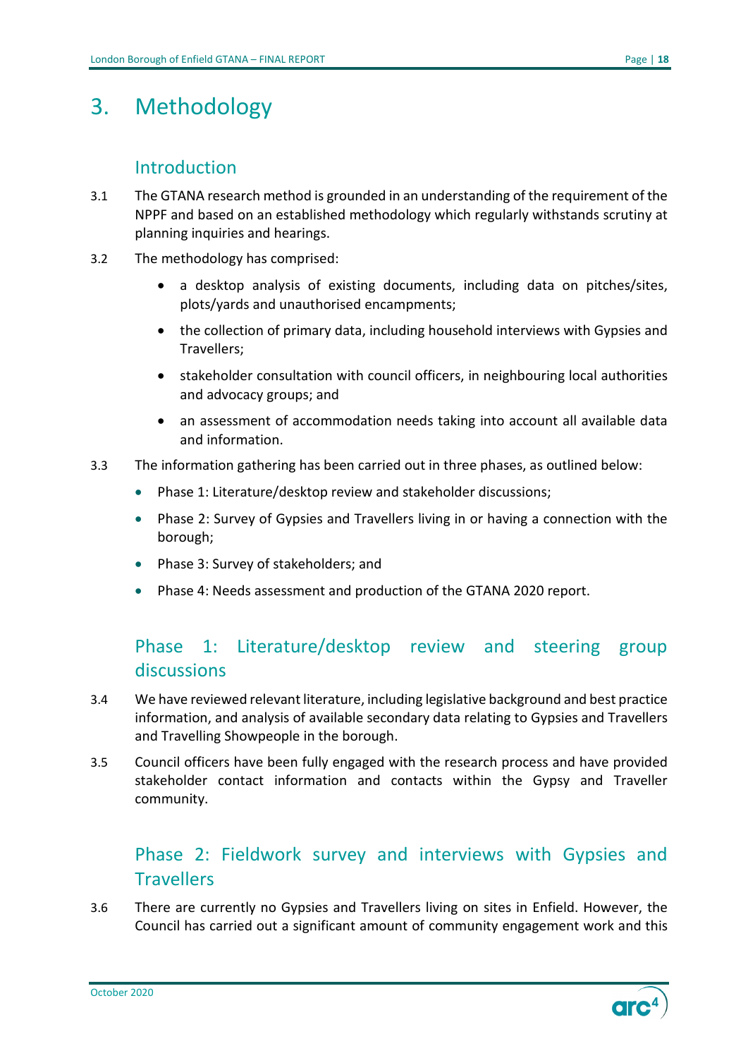# 3. Methodology

## Introduction

3.1 The GTANA research method is grounded in an understanding of the requirement of the NPPF and based on an established methodology which regularly withstands scrutiny at planning inquiries and hearings.

3.2 The methodology has comprised:

- a desktop analysis of existing documents, including data on pitches/sites, plots/yards and unauthorised encampments;
- the collection of primary data, including household interviews with Gypsies and Travellers;
- stakeholder consultation with council officers, in neighbouring local authorities and advocacy groups; and
- an assessment of accommodation needs taking into account all available data and information.

3.3 The information gathering has been carried out in three phases, as outlined below:

- Phase 1: Literature/desktop review and stakeholder discussions;
- Phase 2: Survey of Gypsies and Travellers living in or having a connection with the borough;
- Phase 3: Survey of stakeholders; and
- Phase 4: Needs assessment and production of the GTANA 2020 report.

## Phase 1: Literature/desktop review and steering group discussions

3.4 We have reviewed relevant literature, including legislative background and best practice information, and analysis of available secondary data relating to Gypsies and Travellers and Travelling Showpeople in the borough.

3.5 Council officers have been fully engaged with the research process and have provided stakeholder contact information and contacts within the Gypsy and Traveller community.

## Phase 2: Fieldwork survey and interviews with Gypsies and Travellers

3.6 There are currently no Gypsies and Travellers living on sites in Enfield. However, the Council has carried out a significant amount of community engagement work and this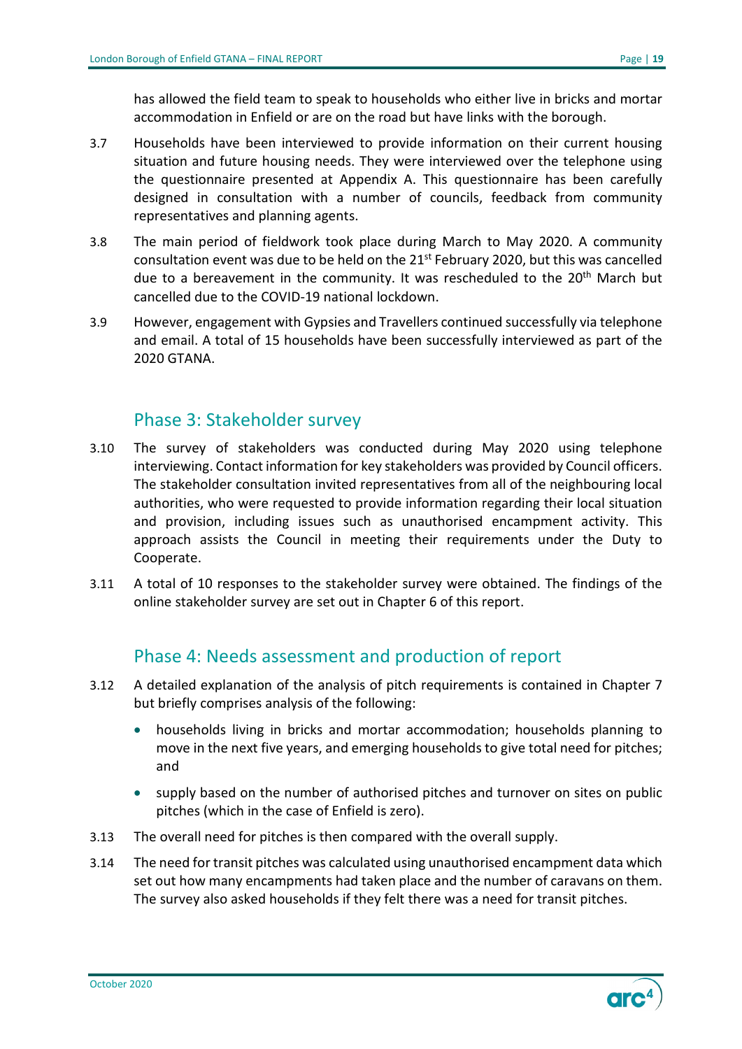has allowed the field team to speak to households who either live in bricks and mortar accommodation in Enfield or are on the road but have links with the borough.

3.7 Households have been interviewed to provide information on their current housing situation and future housing needs. They were interviewed over the telephone using the questionnaire presented at Appendix A. This questionnaire has been carefully designed in consultation with a number of councils, feedback from community representatives and planning agents.

3.8 The main period of fieldwork took place during March to May 2020. A community consultation event was due to be held on the 21st February 2020, but this was cancelled due to a bereavement in the community. It was rescheduled to the 20th March but cancelled due to the COVID-19 national lockdown.

3.9 However, engagement with Gypsies and Travellers continued successfully via telephone and email. A total of 15 households have been successfully interviewed as part of the 2020 GTANA.

## Phase 3: Stakeholder survey

3.10 The survey of stakeholders was conducted during May 2020 using telephone interviewing. Contact information for key stakeholders was provided by Council officers. The stakeholder consultation invited representatives from all of the neighbouring local authorities, who were requested to provide information regarding their local situation and provision, including issues such as unauthorised encampment activity. This approach assists the Council in meeting their requirements under the Duty to Cooperate.

3.11 A total of 10 responses to the stakeholder survey were obtained. The findings of the online stakeholder survey are set out in Chapter 6 of this report.

## Phase 4: Needs assessment and production of report

3.12 A detailed explanation of the analysis of pitch requirements is contained in Chapter 7 but briefly comprises analysis of the following:

- households living in bricks and mortar accommodation; households planning to move in the next five years, and emerging households to give total need for pitches; and
- supply based on the number of authorised pitches and turnover on sites on public pitches (which in the case of Enfield is zero).

3.13 The overall need for pitches is then compared with the overall supply.

3.14 The need for transit pitches was calculated using unauthorised encampment data which set out how many encampments had taken place and the number of caravans on them. The survey also asked households if they felt there was a need for transit pitches.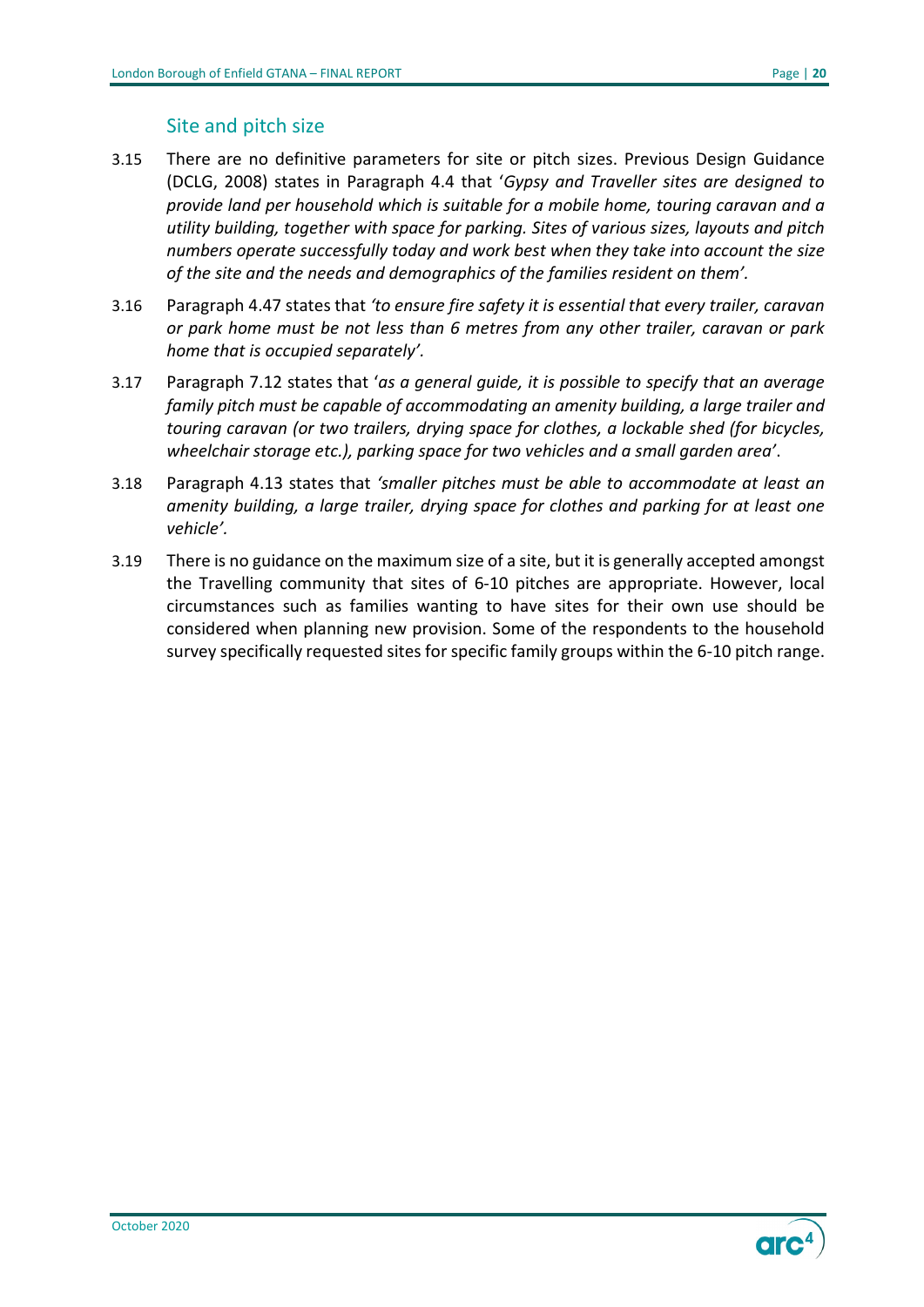## Site and pitch size

3.15 There are no definitive parameters for site or pitch sizes. Previous Design Guidance (DCLG, 2008) states in Paragraph 4.4 that '*Gypsy and Traveller sites are designed to provide land per household which is suitable for a mobile home, touring caravan and a utility building, together with space for parking. Sites of various sizes, layouts and pitch numbers operate successfully today and work best when they take into account the size of the site and the needs and demographics of the families resident on them'.*

3.16 Paragraph 4.47 states that *'to ensure fire safety it is essential that every trailer, caravan or park home must be not less than 6 metres from any other trailer, caravan or park home that is occupied separately'.*

3.17 Paragraph 7.12 states that '*as a general guide, it is possible to specify that an average family pitch must be capable of accommodating an amenity building, a large trailer and touring caravan (or two trailers, drying space for clothes, a lockable shed (for bicycles, wheelchair storage etc.), parking space for two vehicles and a small garden area'*.

3.18 Paragraph 4.13 states that *'smaller pitches must be able to accommodate at least an amenity building, a large trailer, drying space for clothes and parking for at least one vehicle'.*

3.19 There is no guidance on the maximum size of a site, but it is generally accepted amongst the Travelling community that sites of 6-10 pitches are appropriate. However, local circumstances such as families wanting to have sites for their own use should be considered when planning new provision. Some of the respondents to the household survey specifically requested sites for specific family groups within the 6-10 pitch range.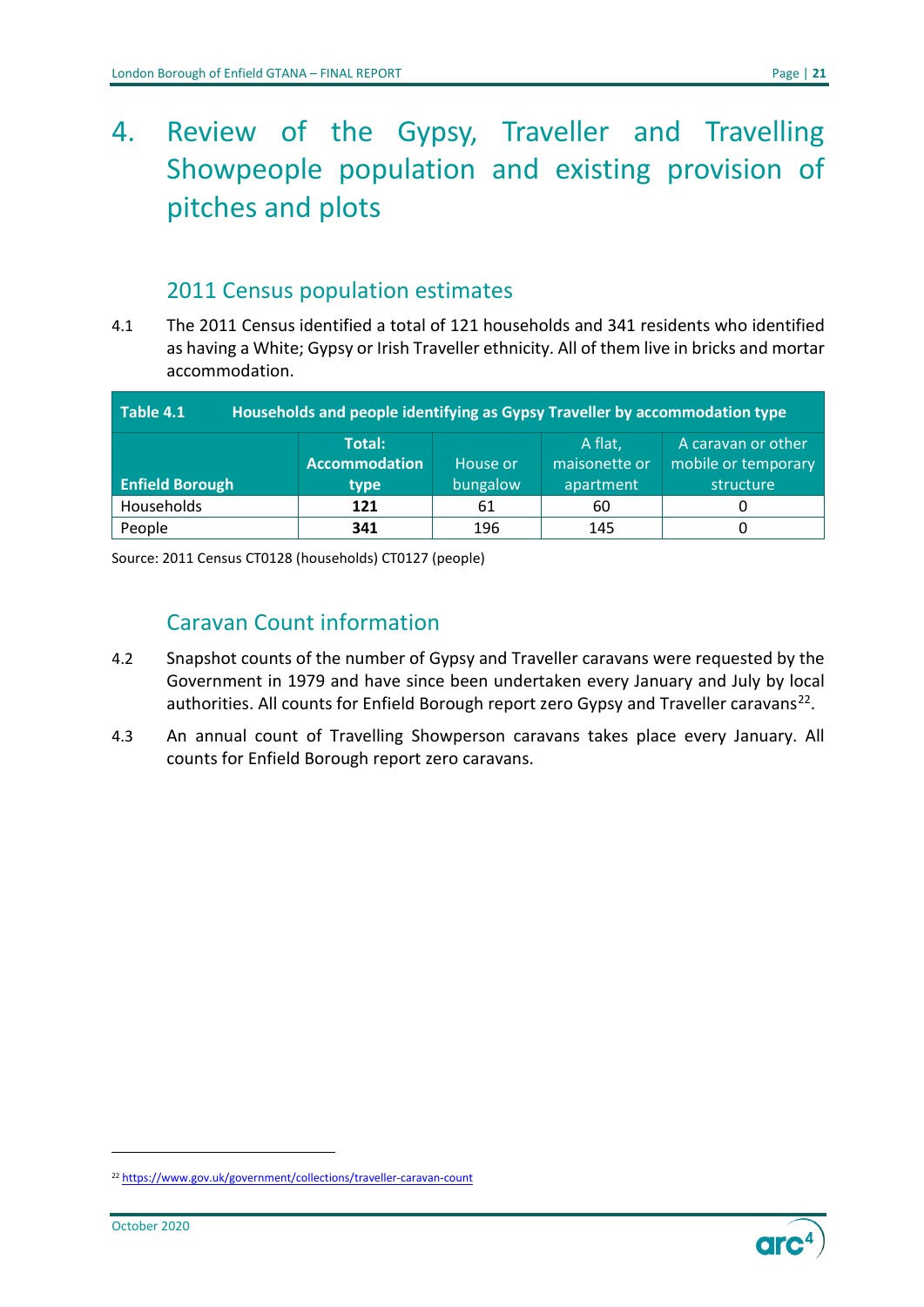# 4. Review of the Gypsy, Traveller and Travelling Showpeople population and existing provision of pitches and plots

## 2011 Census population estimates

4.1 The 2011 Census identified a total of 121 households and 341 residents who identified as having a White; Gypsy or Irish Traveller ethnicity. All of them live in bricks and mortar accommodation.

**Table 4.1 Households and people identifying as Gypsy Traveller by accommodation type**

| Enfield Borough | Total: Accommodation type | House or bungalow | A flat, maisonette or apartment | A caravan or other mobile or temporary structure |
|---|---|---|---|---|
| Households | **121** | 61 | 60 | 0 |
| People | **341** | 196 | 145 | 0 |

Source: 2011 Census CT0128 (households) CT0127 (people)

## Caravan Count information

4.2 Snapshot counts of the number of Gypsy and Traveller caravans were requested by the Government in 1979 and have since been undertaken every January and July by local authorities. All counts for Enfield Borough report zero Gypsy and Traveller caravans[22].

4.3 An annual count of Travelling Showperson caravans takes place every January. All counts for Enfield Borough report zero caravans.

[22] https://www.gov.uk/government/collections/traveller-caravan-count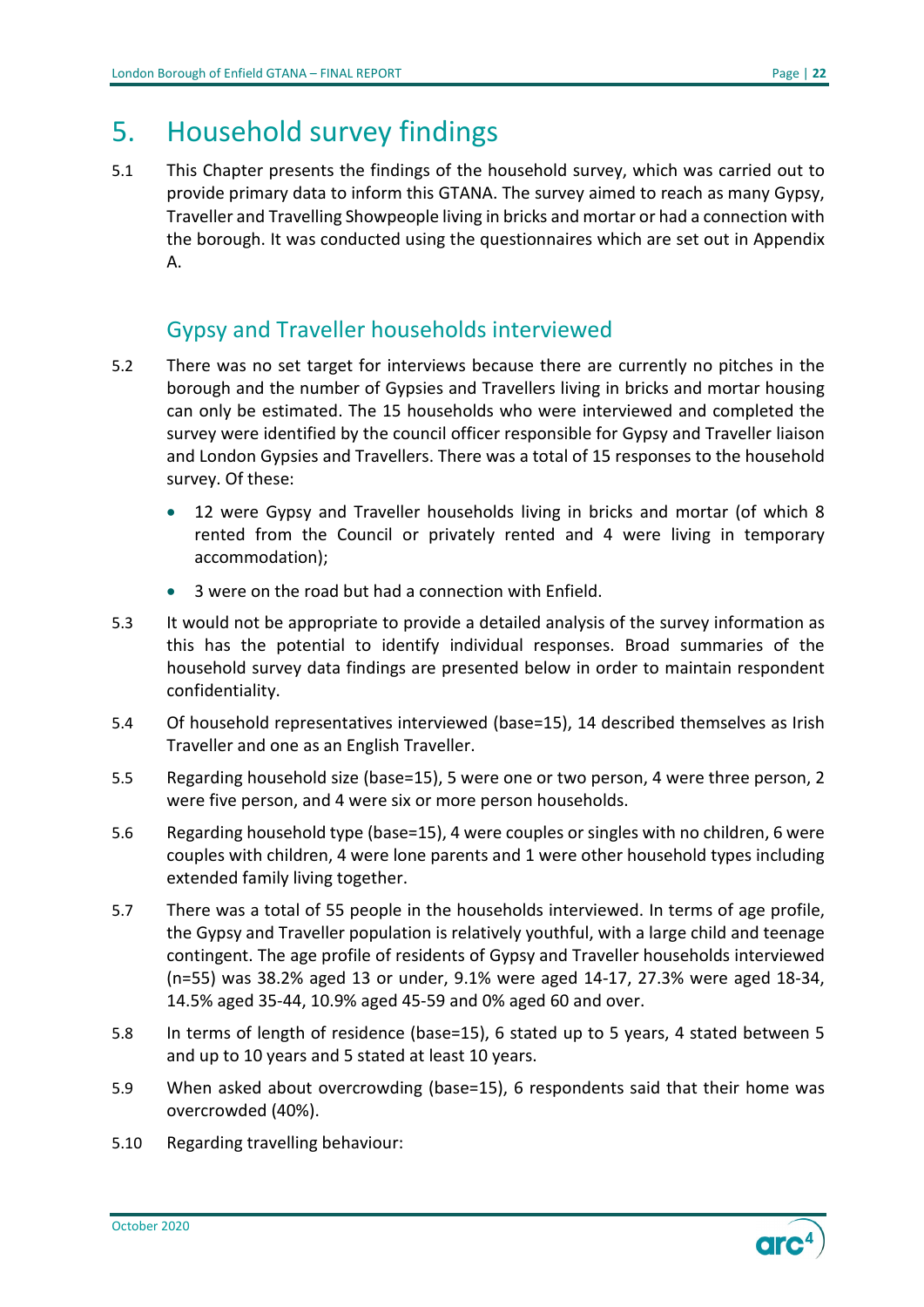# 5. Household survey findings

5.1 This Chapter presents the findings of the household survey, which was carried out to provide primary data to inform this GTANA. The survey aimed to reach as many Gypsy, Traveller and Travelling Showpeople living in bricks and mortar or had a connection with the borough. It was conducted using the questionnaires which are set out in Appendix A.

## Gypsy and Traveller households interviewed

5.2 There was no set target for interviews because there are currently no pitches in the borough and the number of Gypsies and Travellers living in bricks and mortar housing can only be estimated. The 15 households who were interviewed and completed the survey were identified by the council officer responsible for Gypsy and Traveller liaison and London Gypsies and Travellers. There was a total of 15 responses to the household survey. Of these:

- 12 were Gypsy and Traveller households living in bricks and mortar (of which 8 rented from the Council or privately rented and 4 were living in temporary accommodation);
- 3 were on the road but had a connection with Enfield.

5.3 It would not be appropriate to provide a detailed analysis of the survey information as this has the potential to identify individual responses. Broad summaries of the household survey data findings are presented below in order to maintain respondent confidentiality.

5.4 Of household representatives interviewed (base=15), 14 described themselves as Irish Traveller and one as an English Traveller.

5.5 Regarding household size (base=15), 5 were one or two person, 4 were three person, 2 were five person, and 4 were six or more person households.

5.6 Regarding household type (base=15), 4 were couples or singles with no children, 6 were couples with children, 4 were lone parents and 1 were other household types including extended family living together.

5.7 There was a total of 55 people in the households interviewed. In terms of age profile, the Gypsy and Traveller population is relatively youthful, with a large child and teenage contingent. The age profile of residents of Gypsy and Traveller households interviewed (n=55) was 38.2% aged 13 or under, 9.1% were aged 14-17, 27.3% were aged 18-34, 14.5% aged 35-44, 10.9% aged 45-59 and 0% aged 60 and over.

5.8 In terms of length of residence (base=15), 6 stated up to 5 years, 4 stated between 5 and up to 10 years and 5 stated at least 10 years.

5.9 When asked about overcrowding (base=15), 6 respondents said that their home was overcrowded (40%).

5.10 Regarding travelling behaviour: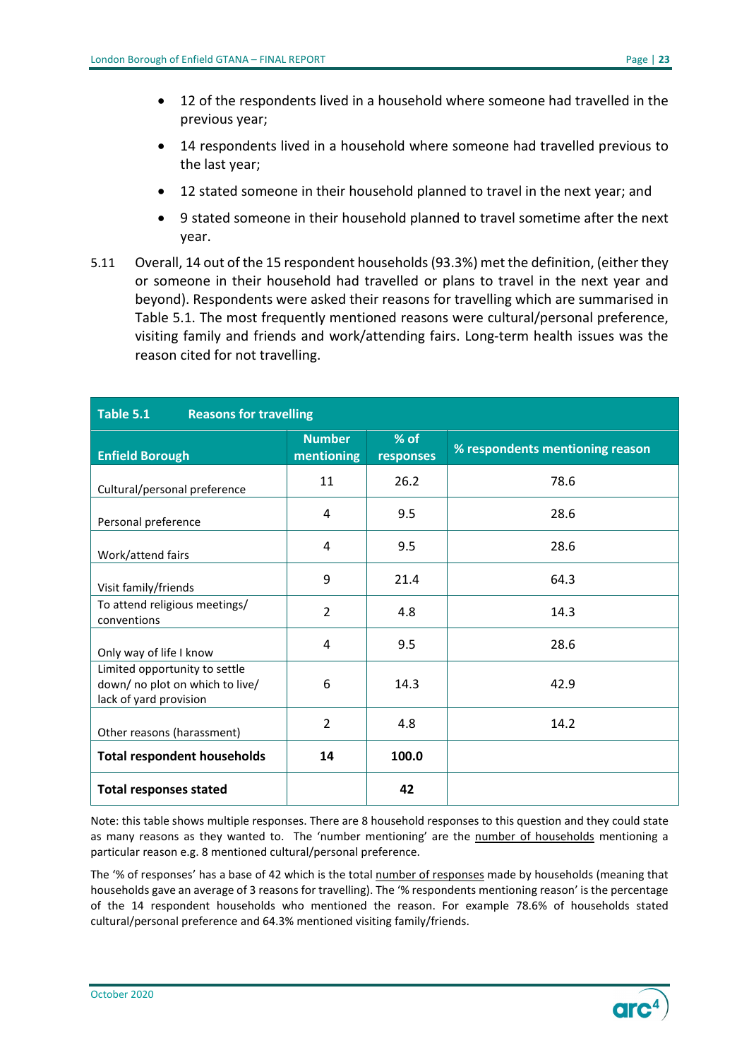- 12 of the respondents lived in a household where someone had travelled in the previous year;
- 14 respondents lived in a household where someone had travelled previous to the last year;
- 12 stated someone in their household planned to travel in the next year; and
- 9 stated someone in their household planned to travel sometime after the next year.

5.11 Overall, 14 out of the 15 respondent households (93.3%) met the definition, (either they or someone in their household had travelled or plans to travel in the next year and beyond). Respondents were asked their reasons for travelling which are summarised in Table 5.1. The most frequently mentioned reasons were cultural/personal preference, visiting family and friends and work/attending fairs. Long-term health issues was the reason cited for not travelling.

**Table 5.1 Reasons for travelling**

| Enfield Borough | Number mentioning | % of responses | % respondents mentioning reason |
|---|---|---|---|
| Cultural/personal preference | 11 | 26.2 | 78.6 |
| Personal preference | 4 | 9.5 | 28.6 |
| Work/attend fairs | 4 | 9.5 | 28.6 |
| Visit family/friends | 9 | 21.4 | 64.3 |
| To attend religious meetings/ conventions | 2 | 4.8 | 14.3 |
| Only way of life I know | 4 | 9.5 | 28.6 |
| Limited opportunity to settle down/ no plot on which to live/ lack of yard provision | 6 | 14.3 | 42.9 |
| Other reasons (harassment) | 2 | 4.8 | 14.2 |
| **Total respondent households** | **14** | **100.0** | |
| **Total responses stated** | | **42** | |

Note: this table shows multiple responses. There are 8 household responses to this question and they could state as many reasons as they wanted to. The 'number mentioning' are the number of households mentioning a particular reason e.g. 8 mentioned cultural/personal preference.

The '% of responses' has a base of 42 which is the total number of responses made by households (meaning that households gave an average of 3 reasons for travelling). The '% respondents mentioning reason' is the percentage of the 14 respondent households who mentioned the reason. For example 78.6% of households stated cultural/personal preference and 64.3% mentioned visiting family/friends.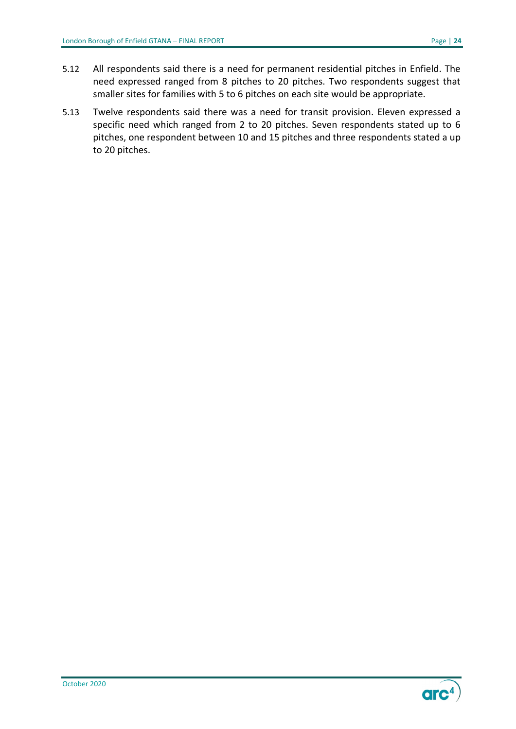5.12 All respondents said there is a need for permanent residential pitches in Enfield. The need expressed ranged from 8 pitches to 20 pitches. Two respondents suggest that smaller sites for families with 5 to 6 pitches on each site would be appropriate.

5.13 Twelve respondents said there was a need for transit provision. Eleven expressed a specific need which ranged from 2 to 20 pitches. Seven respondents stated up to 6 pitches, one respondent between 10 and 15 pitches and three respondents stated a up to 20 pitches.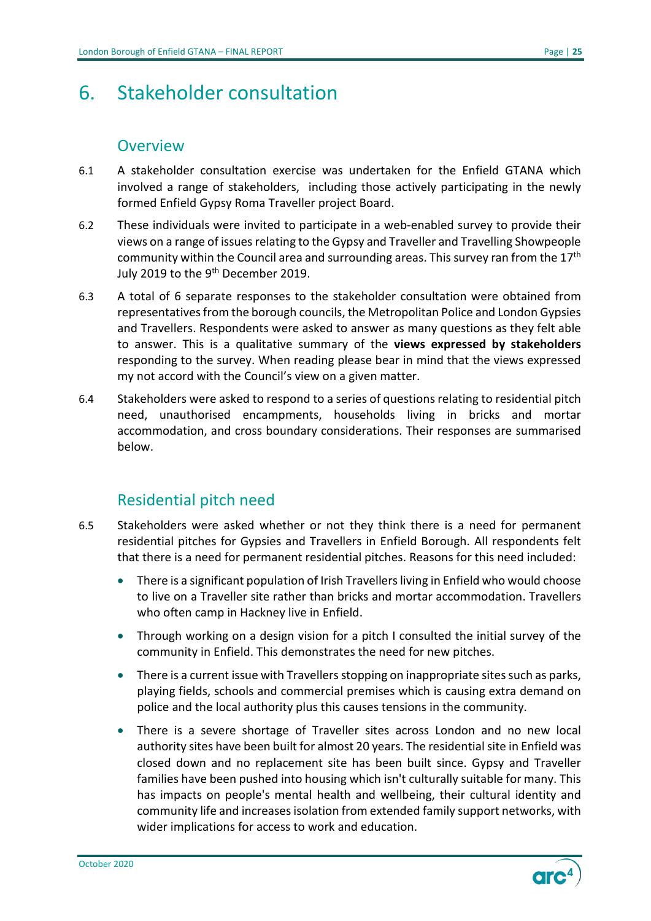# 6. Stakeholder consultation

## Overview

6.1 A stakeholder consultation exercise was undertaken for the Enfield GTANA which involved a range of stakeholders, including those actively participating in the newly formed Enfield Gypsy Roma Traveller project Board.

6.2 These individuals were invited to participate in a web-enabled survey to provide their views on a range of issues relating to the Gypsy and Traveller and Travelling Showpeople community within the Council area and surrounding areas. This survey ran from the 17th July 2019 to the 9th December 2019.

6.3 A total of 6 separate responses to the stakeholder consultation were obtained from representatives from the borough councils, the Metropolitan Police and London Gypsies and Travellers. Respondents were asked to answer as many questions as they felt able to answer. This is a qualitative summary of the **views expressed by stakeholders** responding to the survey. When reading please bear in mind that the views expressed my not accord with the Council's view on a given matter.

6.4 Stakeholders were asked to respond to a series of questions relating to residential pitch need, unauthorised encampments, households living in bricks and mortar accommodation, and cross boundary considerations. Their responses are summarised below.

## Residential pitch need

6.5 Stakeholders were asked whether or not they think there is a need for permanent residential pitches for Gypsies and Travellers in Enfield Borough. All respondents felt that there is a need for permanent residential pitches. Reasons for this need included:

- There is a significant population of Irish Travellers living in Enfield who would choose to live on a Traveller site rather than bricks and mortar accommodation. Travellers who often camp in Hackney live in Enfield.
- Through working on a design vision for a pitch I consulted the initial survey of the community in Enfield. This demonstrates the need for new pitches.
- There is a current issue with Travellers stopping on inappropriate sites such as parks, playing fields, schools and commercial premises which is causing extra demand on police and the local authority plus this causes tensions in the community.
- There is a severe shortage of Traveller sites across London and no new local authority sites have been built for almost 20 years. The residential site in Enfield was closed down and no replacement site has been built since. Gypsy and Traveller families have been pushed into housing which isn't culturally suitable for many. This has impacts on people's mental health and wellbeing, their cultural identity and community life and increases isolation from extended family support networks, with wider implications for access to work and education.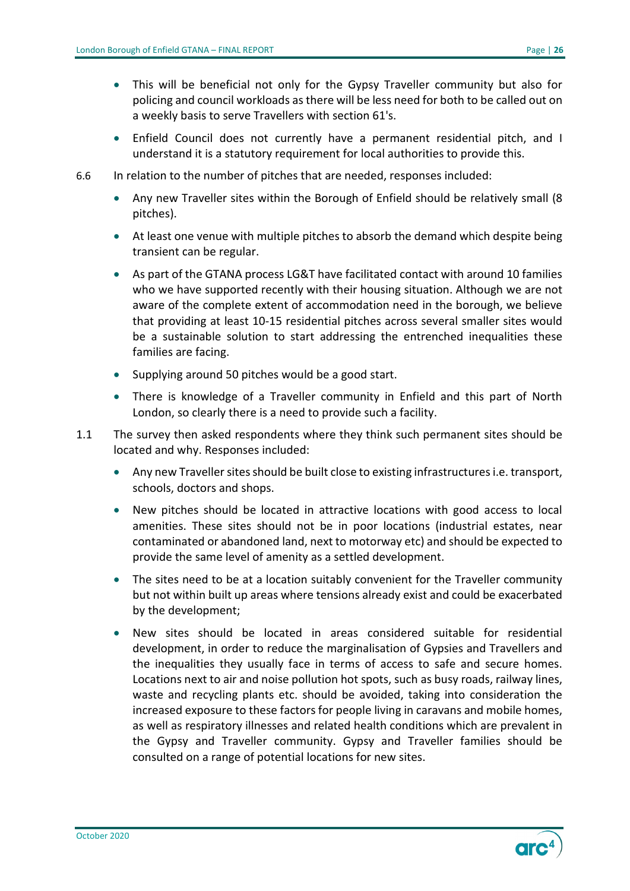- This will be beneficial not only for the Gypsy Traveller community but also for policing and council workloads as there will be less need for both to be called out on a weekly basis to serve Travellers with section 61's.
- Enfield Council does not currently have a permanent residential pitch, and I understand it is a statutory requirement for local authorities to provide this.

6.6 In relation to the number of pitches that are needed, responses included:

- Any new Traveller sites within the Borough of Enfield should be relatively small (8 pitches).
- At least one venue with multiple pitches to absorb the demand which despite being transient can be regular.
- As part of the GTANA process LG&T have facilitated contact with around 10 families who we have supported recently with their housing situation. Although we are not aware of the complete extent of accommodation need in the borough, we believe that providing at least 10-15 residential pitches across several smaller sites would be a sustainable solution to start addressing the entrenched inequalities these families are facing.
- Supplying around 50 pitches would be a good start.
- There is knowledge of a Traveller community in Enfield and this part of North London, so clearly there is a need to provide such a facility.

1.1 The survey then asked respondents where they think such permanent sites should be located and why. Responses included:

- Any new Traveller sites should be built close to existing infrastructures i.e. transport, schools, doctors and shops.
- New pitches should be located in attractive locations with good access to local amenities. These sites should not be in poor locations (industrial estates, near contaminated or abandoned land, next to motorway etc) and should be expected to provide the same level of amenity as a settled development.
- The sites need to be at a location suitably convenient for the Traveller community but not within built up areas where tensions already exist and could be exacerbated by the development;
- New sites should be located in areas considered suitable for residential development, in order to reduce the marginalisation of Gypsies and Travellers and the inequalities they usually face in terms of access to safe and secure homes. Locations next to air and noise pollution hot spots, such as busy roads, railway lines, waste and recycling plants etc. should be avoided, taking into consideration the increased exposure to these factors for people living in caravans and mobile homes, as well as respiratory illnesses and related health conditions which are prevalent in the Gypsy and Traveller community. Gypsy and Traveller families should be consulted on a range of potential locations for new sites.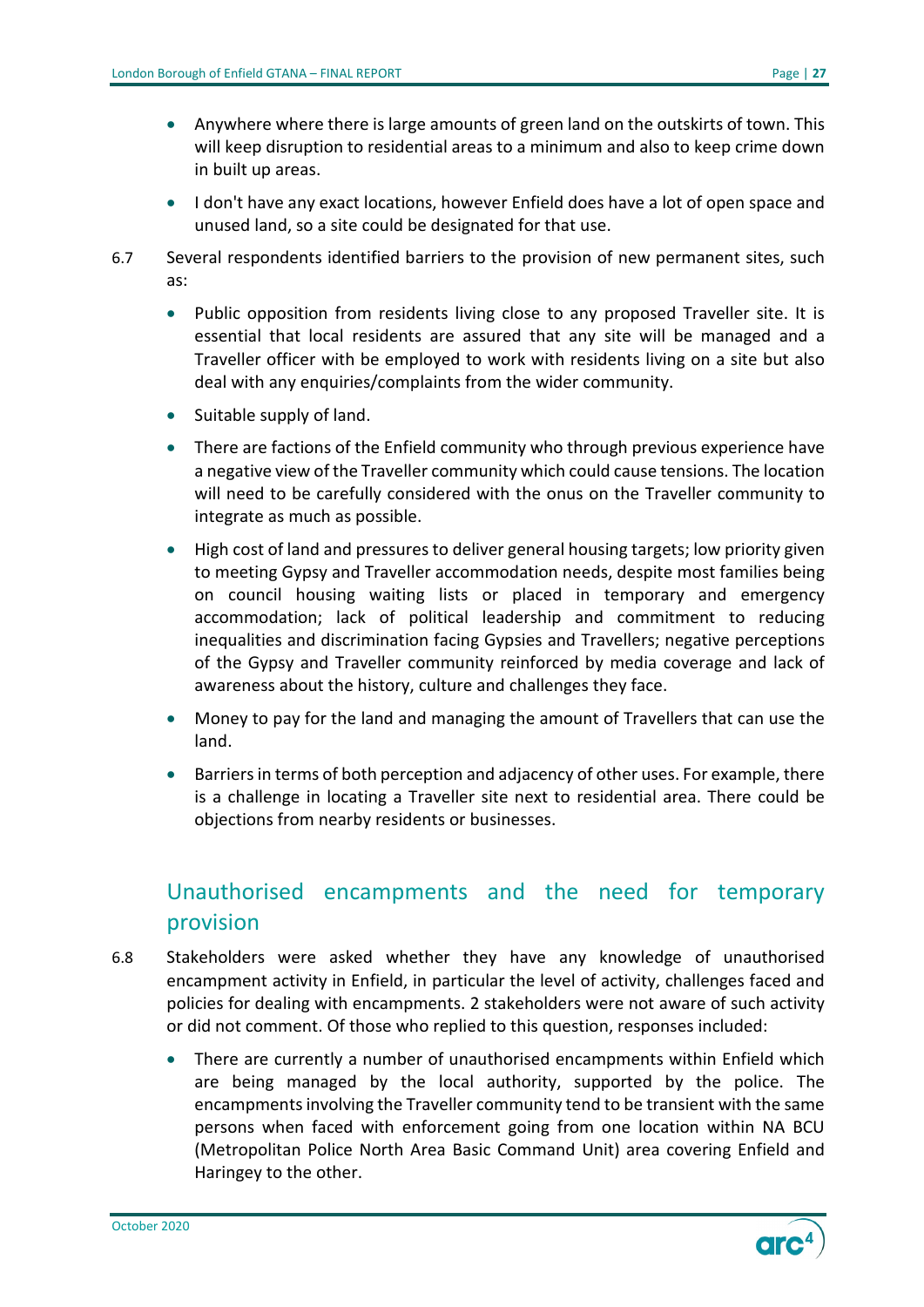- Anywhere where there is large amounts of green land on the outskirts of town. This will keep disruption to residential areas to a minimum and also to keep crime down in built up areas.
- I don't have any exact locations, however Enfield does have a lot of open space and unused land, so a site could be designated for that use.

6.7 Several respondents identified barriers to the provision of new permanent sites, such as:

- Public opposition from residents living close to any proposed Traveller site. It is essential that local residents are assured that any site will be managed and a Traveller officer with be employed to work with residents living on a site but also deal with any enquiries/complaints from the wider community.
- Suitable supply of land.
- There are factions of the Enfield community who through previous experience have a negative view of the Traveller community which could cause tensions. The location will need to be carefully considered with the onus on the Traveller community to integrate as much as possible.
- High cost of land and pressures to deliver general housing targets; low priority given to meeting Gypsy and Traveller accommodation needs, despite most families being on council housing waiting lists or placed in temporary and emergency accommodation; lack of political leadership and commitment to reducing inequalities and discrimination facing Gypsies and Travellers; negative perceptions of the Gypsy and Traveller community reinforced by media coverage and lack of awareness about the history, culture and challenges they face.
- Money to pay for the land and managing the amount of Travellers that can use the land.
- Barriers in terms of both perception and adjacency of other uses. For example, there is a challenge in locating a Traveller site next to residential area. There could be objections from nearby residents or businesses.

## Unauthorised encampments and the need for temporary provision

6.8 Stakeholders were asked whether they have any knowledge of unauthorised encampment activity in Enfield, in particular the level of activity, challenges faced and policies for dealing with encampments. 2 stakeholders were not aware of such activity or did not comment. Of those who replied to this question, responses included:

- There are currently a number of unauthorised encampments within Enfield which are being managed by the local authority, supported by the police. The encampments involving the Traveller community tend to be transient with the same persons when faced with enforcement going from one location within NA BCU (Metropolitan Police North Area Basic Command Unit) area covering Enfield and Haringey to the other.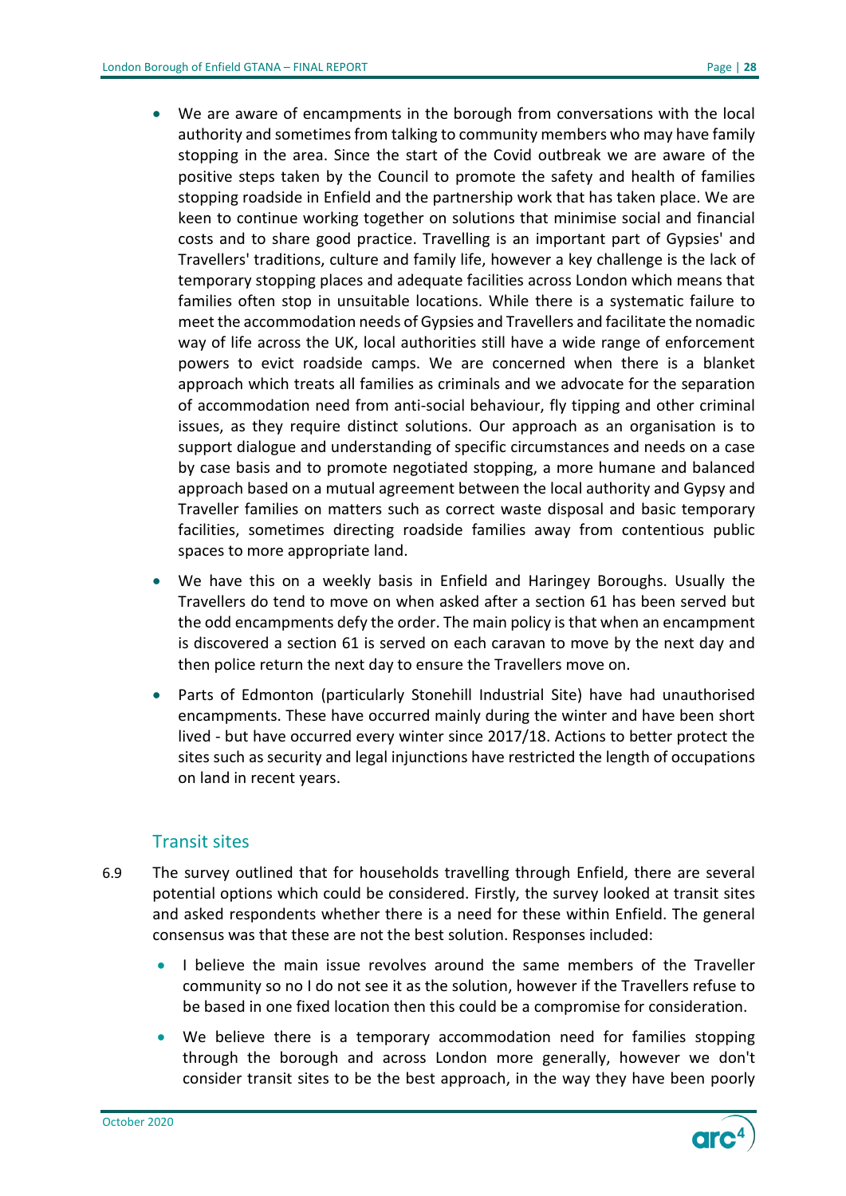- We are aware of encampments in the borough from conversations with the local authority and sometimes from talking to community members who may have family stopping in the area. Since the start of the Covid outbreak we are aware of the positive steps taken by the Council to promote the safety and health of families stopping roadside in Enfield and the partnership work that has taken place. We are keen to continue working together on solutions that minimise social and financial costs and to share good practice. Travelling is an important part of Gypsies' and Travellers' traditions, culture and family life, however a key challenge is the lack of temporary stopping places and adequate facilities across London which means that families often stop in unsuitable locations. While there is a systematic failure to meet the accommodation needs of Gypsies and Travellers and facilitate the nomadic way of life across the UK, local authorities still have a wide range of enforcement powers to evict roadside camps. We are concerned when there is a blanket approach which treats all families as criminals and we advocate for the separation of accommodation need from anti-social behaviour, fly tipping and other criminal issues, as they require distinct solutions. Our approach as an organisation is to support dialogue and understanding of specific circumstances and needs on a case by case basis and to promote negotiated stopping, a more humane and balanced approach based on a mutual agreement between the local authority and Gypsy and Traveller families on matters such as correct waste disposal and basic temporary facilities, sometimes directing roadside families away from contentious public spaces to more appropriate land.
- We have this on a weekly basis in Enfield and Haringey Boroughs. Usually the Travellers do tend to move on when asked after a section 61 has been served but the odd encampments defy the order. The main policy is that when an encampment is discovered a section 61 is served on each caravan to move by the next day and then police return the next day to ensure the Travellers move on.
- Parts of Edmonton (particularly Stonehill Industrial Site) have had unauthorised encampments. These have occurred mainly during the winter and have been short lived - but have occurred every winter since 2017/18. Actions to better protect the sites such as security and legal injunctions have restricted the length of occupations on land in recent years.

## Transit sites

6.9 The survey outlined that for households travelling through Enfield, there are several potential options which could be considered. Firstly, the survey looked at transit sites and asked respondents whether there is a need for these within Enfield. The general consensus was that these are not the best solution. Responses included:

- I believe the main issue revolves around the same members of the Traveller community so no I do not see it as the solution, however if the Travellers refuse to be based in one fixed location then this could be a compromise for consideration.
- We believe there is a temporary accommodation need for families stopping through the borough and across London more generally, however we don't consider transit sites to be the best approach, in the way they have been poorly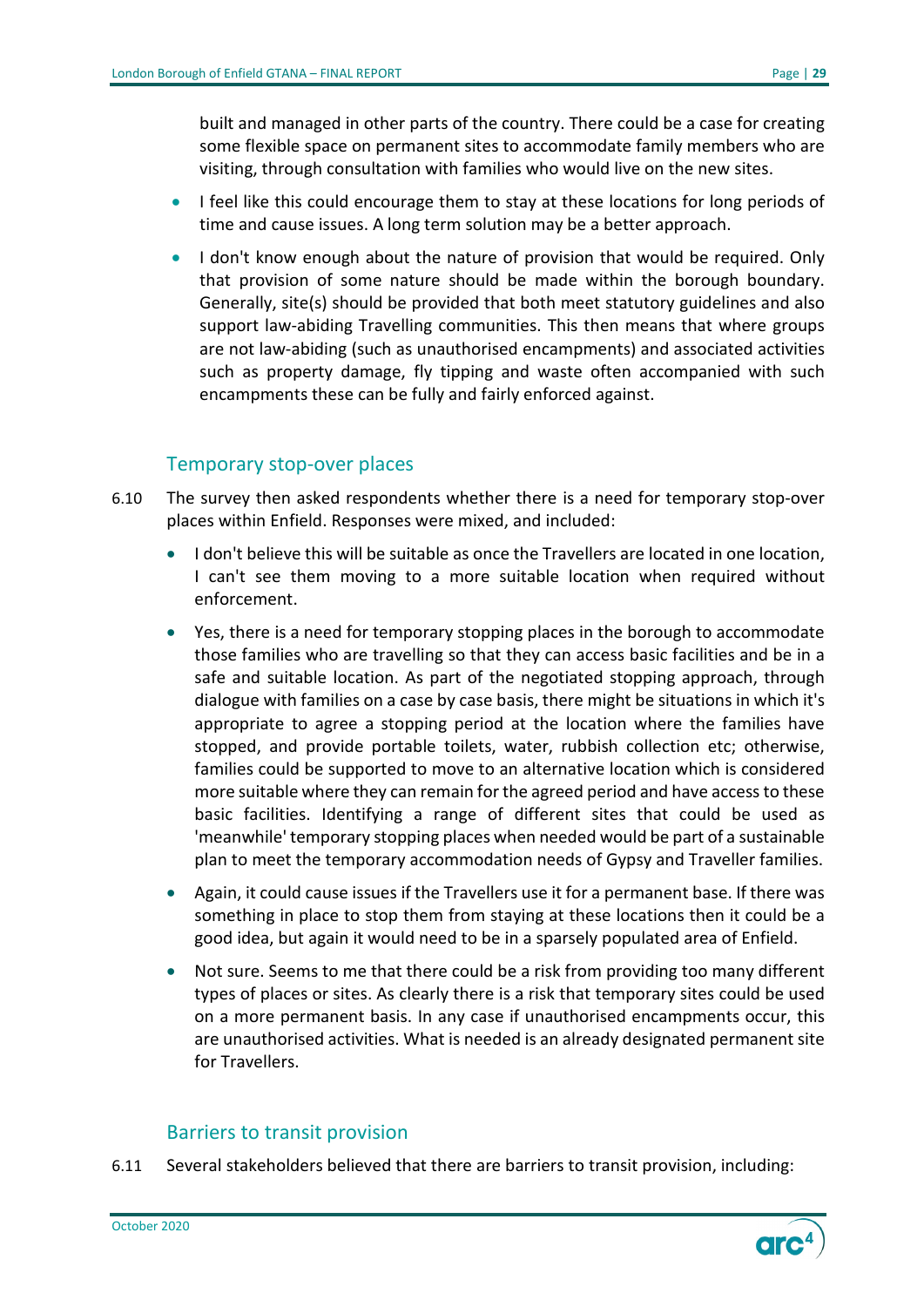built and managed in other parts of the country. There could be a case for creating some flexible space on permanent sites to accommodate family members who are visiting, through consultation with families who would live on the new sites.

- I feel like this could encourage them to stay at these locations for long periods of time and cause issues. A long term solution may be a better approach.
- I don't know enough about the nature of provision that would be required. Only that provision of some nature should be made within the borough boundary. Generally, site(s) should be provided that both meet statutory guidelines and also support law-abiding Travelling communities. This then means that where groups are not law-abiding (such as unauthorised encampments) and associated activities such as property damage, fly tipping and waste often accompanied with such encampments these can be fully and fairly enforced against.

## Temporary stop-over places

6.10 The survey then asked respondents whether there is a need for temporary stop-over places within Enfield. Responses were mixed, and included:

- I don't believe this will be suitable as once the Travellers are located in one location, I can't see them moving to a more suitable location when required without enforcement.
- Yes, there is a need for temporary stopping places in the borough to accommodate those families who are travelling so that they can access basic facilities and be in a safe and suitable location. As part of the negotiated stopping approach, through dialogue with families on a case by case basis, there might be situations in which it's appropriate to agree a stopping period at the location where the families have stopped, and provide portable toilets, water, rubbish collection etc; otherwise, families could be supported to move to an alternative location which is considered more suitable where they can remain for the agreed period and have access to these basic facilities. Identifying a range of different sites that could be used as 'meanwhile' temporary stopping places when needed would be part of a sustainable plan to meet the temporary accommodation needs of Gypsy and Traveller families.
- Again, it could cause issues if the Travellers use it for a permanent base. If there was something in place to stop them from staying at these locations then it could be a good idea, but again it would need to be in a sparsely populated area of Enfield.
- Not sure. Seems to me that there could be a risk from providing too many different types of places or sites. As clearly there is a risk that temporary sites could be used on a more permanent basis. In any case if unauthorised encampments occur, this are unauthorised activities. What is needed is an already designated permanent site for Travellers.

## Barriers to transit provision

6.11 Several stakeholders believed that there are barriers to transit provision, including: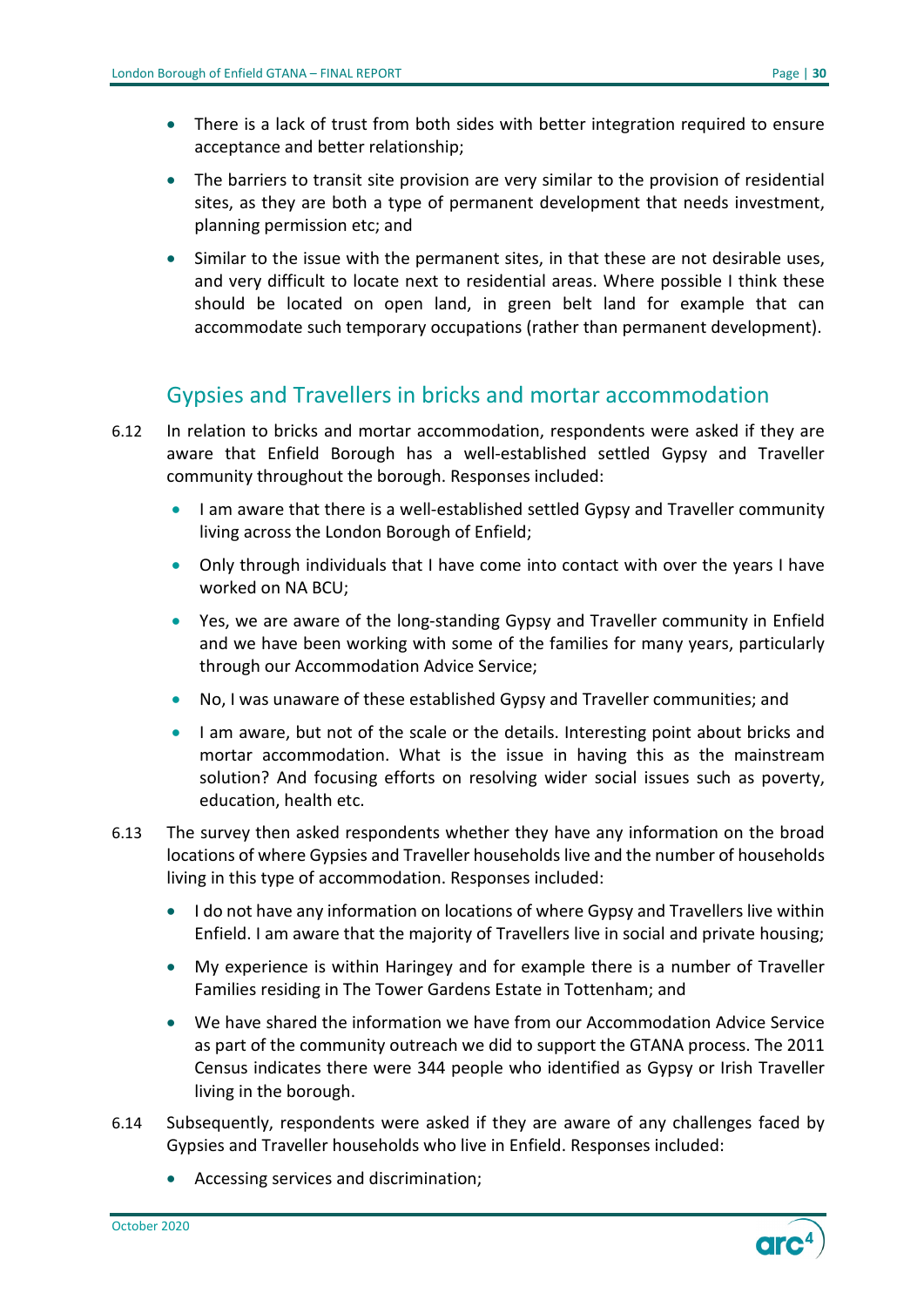- There is a lack of trust from both sides with better integration required to ensure acceptance and better relationship;
- The barriers to transit site provision are very similar to the provision of residential sites, as they are both a type of permanent development that needs investment, planning permission etc; and
- Similar to the issue with the permanent sites, in that these are not desirable uses, and very difficult to locate next to residential areas. Where possible I think these should be located on open land, in green belt land for example that can accommodate such temporary occupations (rather than permanent development).

## Gypsies and Travellers in bricks and mortar accommodation

6.12 In relation to bricks and mortar accommodation, respondents were asked if they are aware that Enfield Borough has a well-established settled Gypsy and Traveller community throughout the borough. Responses included:

- I am aware that there is a well-established settled Gypsy and Traveller community living across the London Borough of Enfield;
- Only through individuals that I have come into contact with over the years I have worked on NA BCU;
- Yes, we are aware of the long-standing Gypsy and Traveller community in Enfield and we have been working with some of the families for many years, particularly through our Accommodation Advice Service;
- No, I was unaware of these established Gypsy and Traveller communities; and
- I am aware, but not of the scale or the details. Interesting point about bricks and mortar accommodation. What is the issue in having this as the mainstream solution? And focusing efforts on resolving wider social issues such as poverty, education, health etc.

6.13 The survey then asked respondents whether they have any information on the broad locations of where Gypsies and Traveller households live and the number of households living in this type of accommodation. Responses included:

- I do not have any information on locations of where Gypsy and Travellers live within Enfield. I am aware that the majority of Travellers live in social and private housing;
- My experience is within Haringey and for example there is a number of Traveller Families residing in The Tower Gardens Estate in Tottenham; and
- We have shared the information we have from our Accommodation Advice Service as part of the community outreach we did to support the GTANA process. The 2011 Census indicates there were 344 people who identified as Gypsy or Irish Traveller living in the borough.

6.14 Subsequently, respondents were asked if they are aware of any challenges faced by Gypsies and Traveller households who live in Enfield. Responses included:

- Accessing services and discrimination;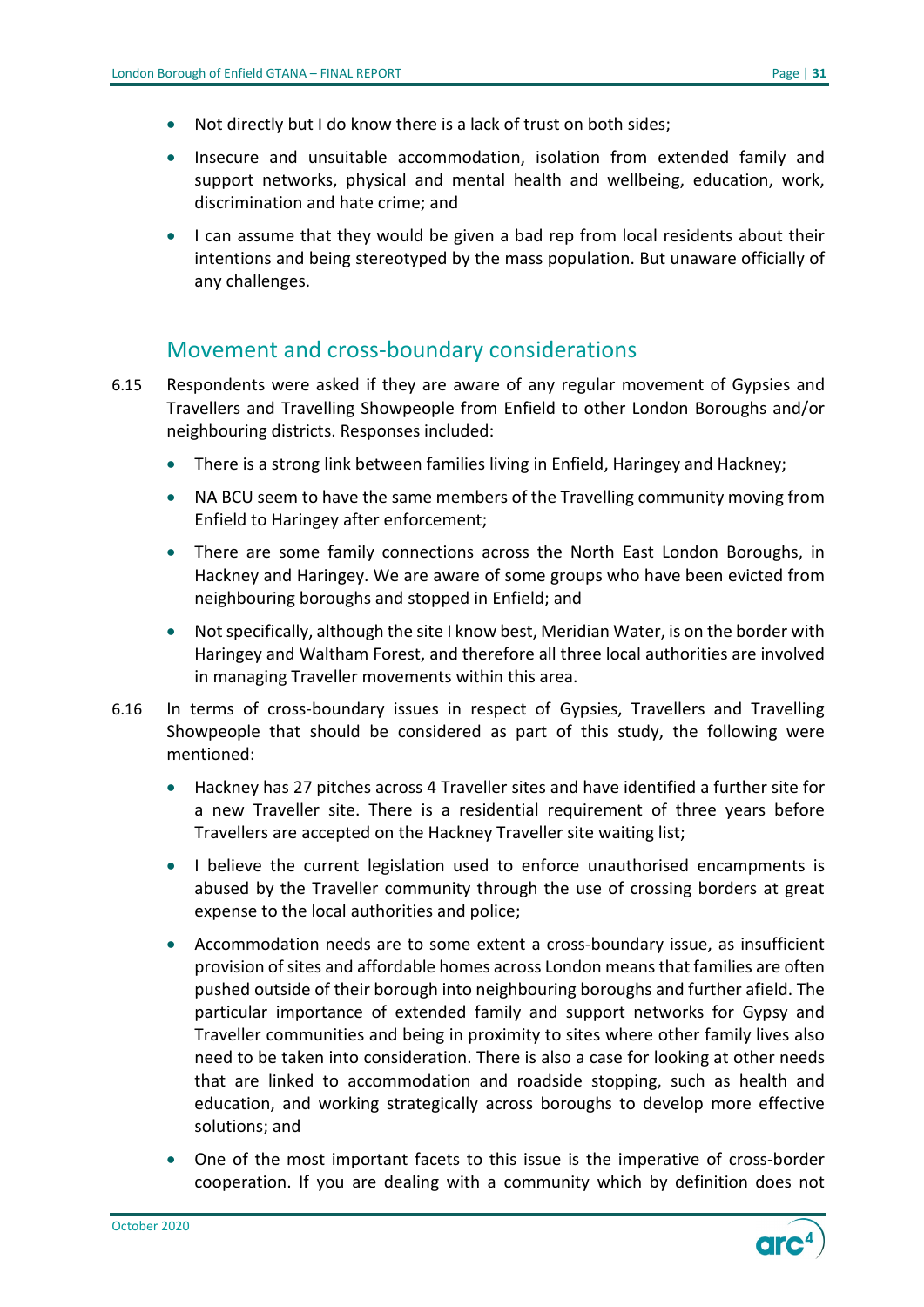- Not directly but I do know there is a lack of trust on both sides;
- Insecure and unsuitable accommodation, isolation from extended family and support networks, physical and mental health and wellbeing, education, work, discrimination and hate crime; and
- I can assume that they would be given a bad rep from local residents about their intentions and being stereotyped by the mass population. But unaware officially of any challenges.

## Movement and cross-boundary considerations

6.15 Respondents were asked if they are aware of any regular movement of Gypsies and Travellers and Travelling Showpeople from Enfield to other London Boroughs and/or neighbouring districts. Responses included:

- There is a strong link between families living in Enfield, Haringey and Hackney;
- NA BCU seem to have the same members of the Travelling community moving from Enfield to Haringey after enforcement;
- There are some family connections across the North East London Boroughs, in Hackney and Haringey. We are aware of some groups who have been evicted from neighbouring boroughs and stopped in Enfield; and
- Not specifically, although the site I know best, Meridian Water, is on the border with Haringey and Waltham Forest, and therefore all three local authorities are involved in managing Traveller movements within this area.

6.16 In terms of cross-boundary issues in respect of Gypsies, Travellers and Travelling Showpeople that should be considered as part of this study, the following were mentioned:

- Hackney has 27 pitches across 4 Traveller sites and have identified a further site for a new Traveller site. There is a residential requirement of three years before Travellers are accepted on the Hackney Traveller site waiting list;
- I believe the current legislation used to enforce unauthorised encampments is abused by the Traveller community through the use of crossing borders at great expense to the local authorities and police;
- Accommodation needs are to some extent a cross-boundary issue, as insufficient provision of sites and affordable homes across London means that families are often pushed outside of their borough into neighbouring boroughs and further afield. The particular importance of extended family and support networks for Gypsy and Traveller communities and being in proximity to sites where other family lives also need to be taken into consideration. There is also a case for looking at other needs that are linked to accommodation and roadside stopping, such as health and education, and working strategically across boroughs to develop more effective solutions; and
- One of the most important facets to this issue is the imperative of cross-border cooperation. If you are dealing with a community which by definition does not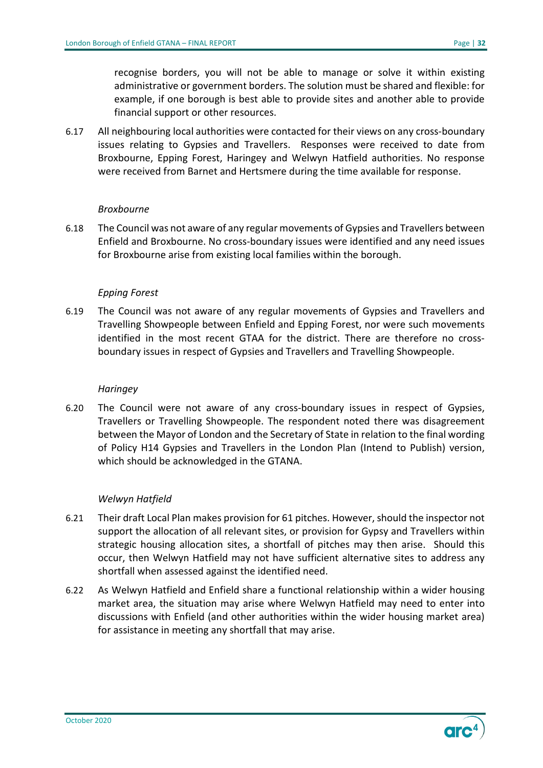recognise borders, you will not be able to manage or solve it within existing administrative or government borders. The solution must be shared and flexible: for example, if one borough is best able to provide sites and another able to provide financial support or other resources.

6.17 All neighbouring local authorities were contacted for their views on any cross-boundary issues relating to Gypsies and Travellers. Responses were received to date from Broxbourne, Epping Forest, Haringey and Welwyn Hatfield authorities. No response were received from Barnet and Hertsmere during the time available for response.

*Broxbourne*

6.18 The Council was not aware of any regular movements of Gypsies and Travellers between Enfield and Broxbourne. No cross-boundary issues were identified and any need issues for Broxbourne arise from existing local families within the borough.

*Epping Forest*

6.19 The Council was not aware of any regular movements of Gypsies and Travellers and Travelling Showpeople between Enfield and Epping Forest, nor were such movements identified in the most recent GTAA for the district. There are therefore no cross-boundary issues in respect of Gypsies and Travellers and Travelling Showpeople.

*Haringey*

6.20 The Council were not aware of any cross-boundary issues in respect of Gypsies, Travellers or Travelling Showpeople. The respondent noted there was disagreement between the Mayor of London and the Secretary of State in relation to the final wording of Policy H14 Gypsies and Travellers in the London Plan (Intend to Publish) version, which should be acknowledged in the GTANA.

*Welwyn Hatfield*

6.21 Their draft Local Plan makes provision for 61 pitches. However, should the inspector not support the allocation of all relevant sites, or provision for Gypsy and Travellers within strategic housing allocation sites, a shortfall of pitches may then arise. Should this occur, then Welwyn Hatfield may not have sufficient alternative sites to address any shortfall when assessed against the identified need.

6.22 As Welwyn Hatfield and Enfield share a functional relationship within a wider housing market area, the situation may arise where Welwyn Hatfield may need to enter into discussions with Enfield (and other authorities within the wider housing market area) for assistance in meeting any shortfall that may arise.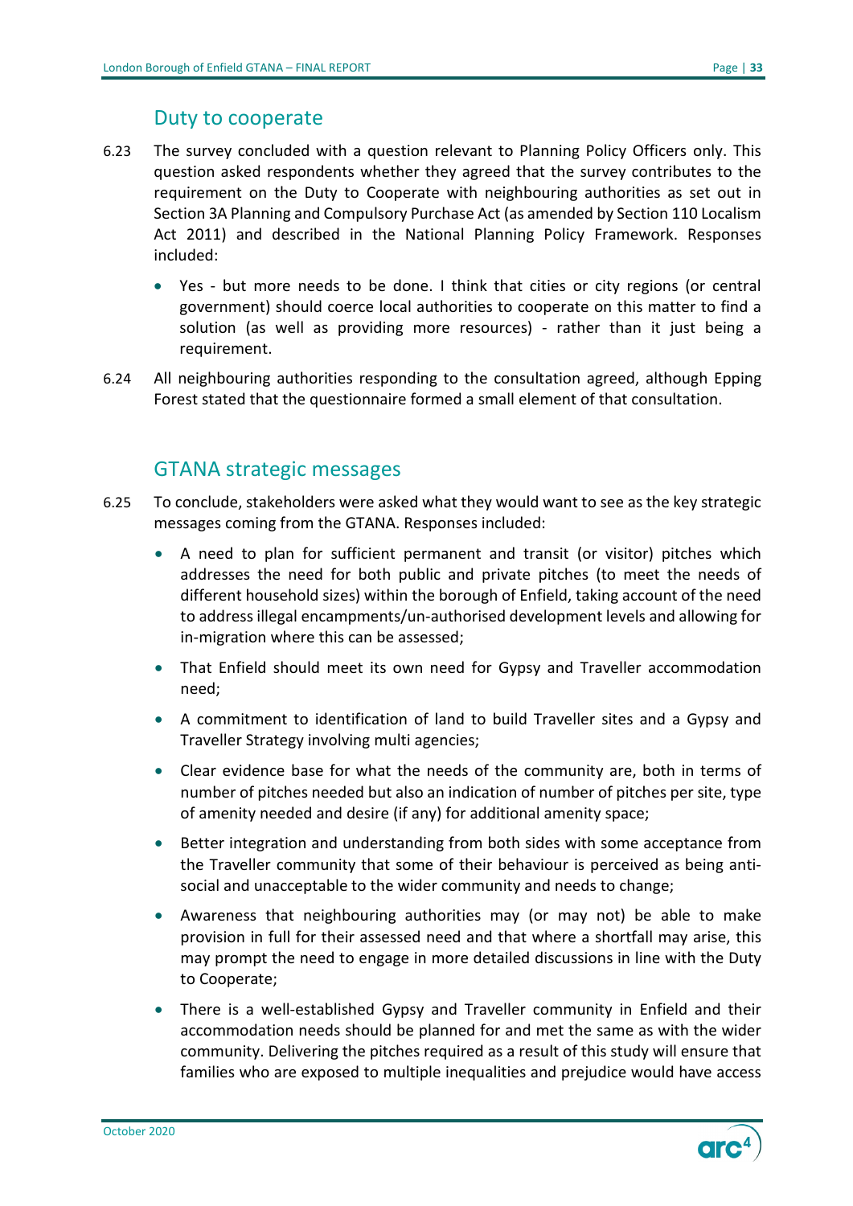## Duty to cooperate

6.23 The survey concluded with a question relevant to Planning Policy Officers only. This question asked respondents whether they agreed that the survey contributes to the requirement on the Duty to Cooperate with neighbouring authorities as set out in Section 3A Planning and Compulsory Purchase Act (as amended by Section 110 Localism Act 2011) and described in the National Planning Policy Framework. Responses included:

- Yes - but more needs to be done. I think that cities or city regions (or central government) should coerce local authorities to cooperate on this matter to find a solution (as well as providing more resources) - rather than it just being a requirement.

6.24 All neighbouring authorities responding to the consultation agreed, although Epping Forest stated that the questionnaire formed a small element of that consultation.

## GTANA strategic messages

6.25 To conclude, stakeholders were asked what they would want to see as the key strategic messages coming from the GTANA. Responses included:

- A need to plan for sufficient permanent and transit (or visitor) pitches which addresses the need for both public and private pitches (to meet the needs of different household sizes) within the borough of Enfield, taking account of the need to address illegal encampments/un-authorised development levels and allowing for in-migration where this can be assessed;
- That Enfield should meet its own need for Gypsy and Traveller accommodation need;
- A commitment to identification of land to build Traveller sites and a Gypsy and Traveller Strategy involving multi agencies;
- Clear evidence base for what the needs of the community are, both in terms of number of pitches needed but also an indication of number of pitches per site, type of amenity needed and desire (if any) for additional amenity space;
- Better integration and understanding from both sides with some acceptance from the Traveller community that some of their behaviour is perceived as being anti-social and unacceptable to the wider community and needs to change;
- Awareness that neighbouring authorities may (or may not) be able to make provision in full for their assessed need and that where a shortfall may arise, this may prompt the need to engage in more detailed discussions in line with the Duty to Cooperate;
- There is a well-established Gypsy and Traveller community in Enfield and their accommodation needs should be planned for and met the same as with the wider community. Delivering the pitches required as a result of this study will ensure that families who are exposed to multiple inequalities and prejudice would have access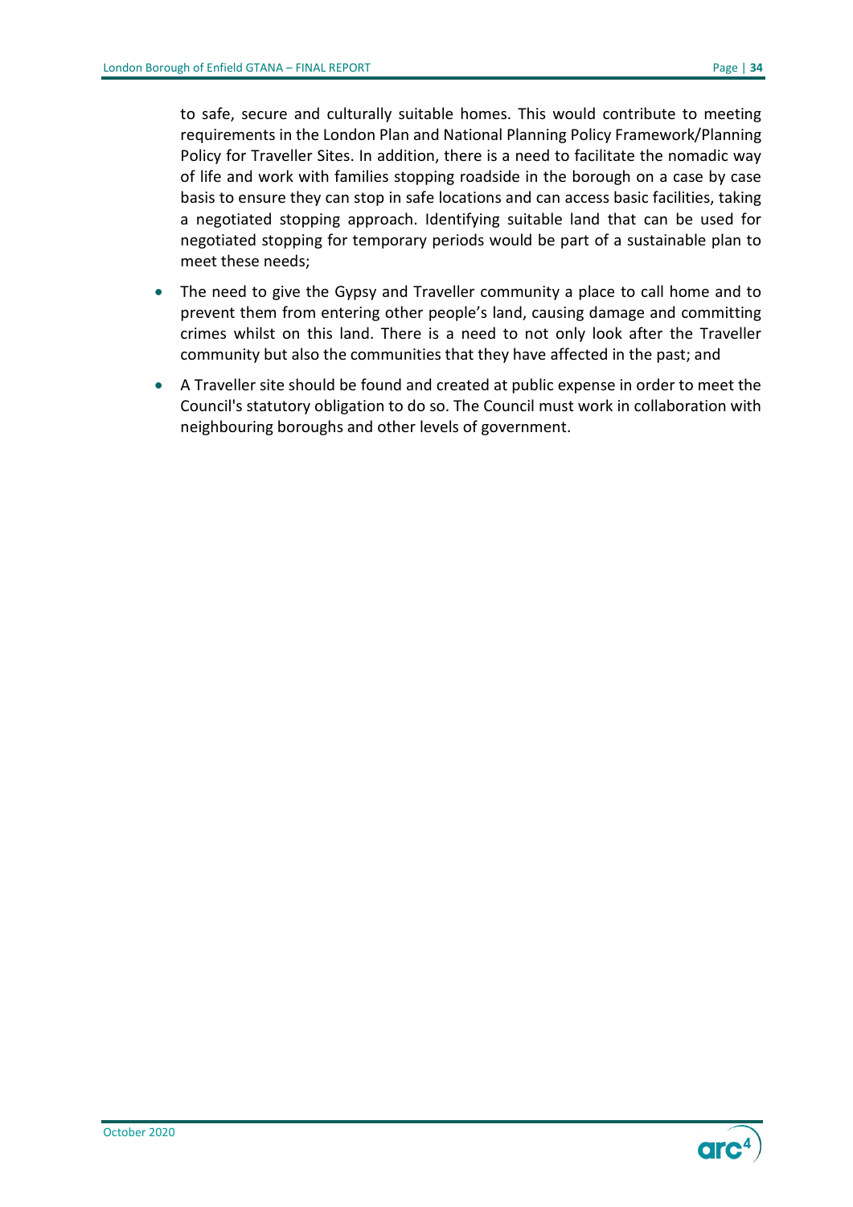to safe, secure and culturally suitable homes. This would contribute to meeting requirements in the London Plan and National Planning Policy Framework/Planning Policy for Traveller Sites. In addition, there is a need to facilitate the nomadic way of life and work with families stopping roadside in the borough on a case by case basis to ensure they can stop in safe locations and can access basic facilities, taking a negotiated stopping approach. Identifying suitable land that can be used for negotiated stopping for temporary periods would be part of a sustainable plan to meet these needs;

- The need to give the Gypsy and Traveller community a place to call home and to prevent them from entering other people's land, causing damage and committing crimes whilst on this land. There is a need to not only look after the Traveller community but also the communities that they have affected in the past; and
- A Traveller site should be found and created at public expense in order to meet the Council's statutory obligation to do so. The Council must work in collaboration with neighbouring boroughs and other levels of government.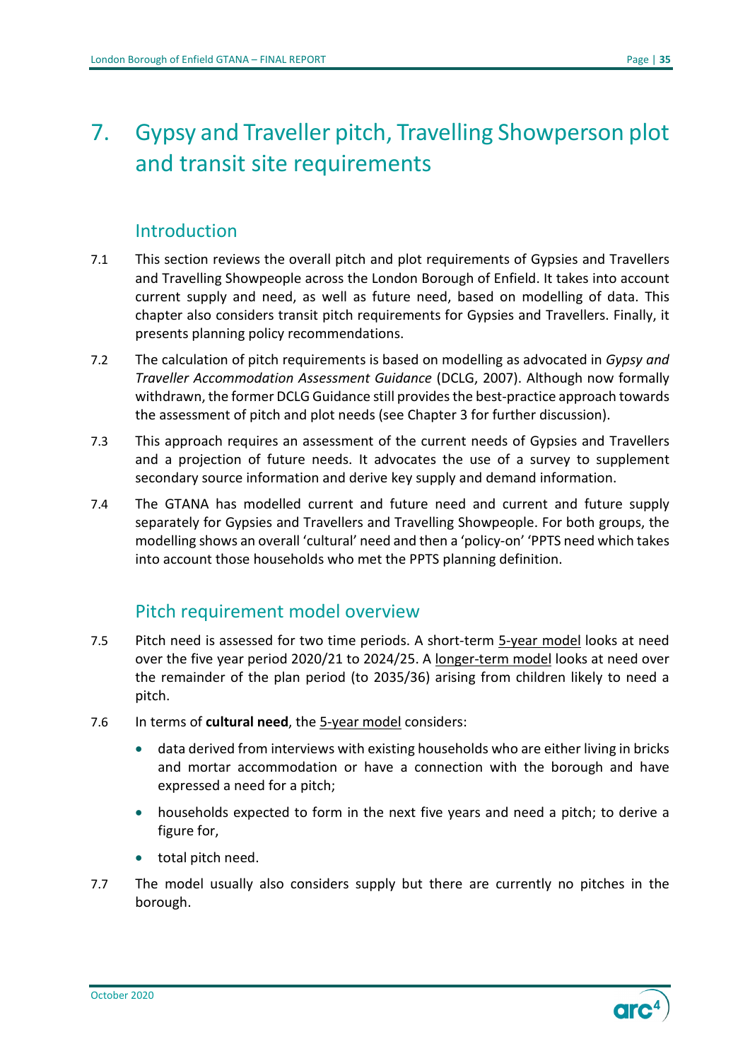# 7. Gypsy and Traveller pitch, Travelling Showperson plot and transit site requirements

## Introduction

7.1 This section reviews the overall pitch and plot requirements of Gypsies and Travellers and Travelling Showpeople across the London Borough of Enfield. It takes into account current supply and need, as well as future need, based on modelling of data. This chapter also considers transit pitch requirements for Gypsies and Travellers. Finally, it presents planning policy recommendations.

7.2 The calculation of pitch requirements is based on modelling as advocated in *Gypsy and Traveller Accommodation Assessment Guidance* (DCLG, 2007). Although now formally withdrawn, the former DCLG Guidance still provides the best-practice approach towards the assessment of pitch and plot needs (see Chapter 3 for further discussion).

7.3 This approach requires an assessment of the current needs of Gypsies and Travellers and a projection of future needs. It advocates the use of a survey to supplement secondary source information and derive key supply and demand information.

7.4 The GTANA has modelled current and future need and current and future supply separately for Gypsies and Travellers and Travelling Showpeople. For both groups, the modelling shows an overall 'cultural' need and then a 'policy-on' 'PPTS need which takes into account those households who met the PPTS planning definition.

## Pitch requirement model overview

7.5 Pitch need is assessed for two time periods. A short-term 5-year model looks at need over the five year period 2020/21 to 2024/25. A longer-term model looks at need over the remainder of the plan period (to 2035/36) arising from children likely to need a pitch.

7.6 In terms of **cultural need**, the 5-year model considers:

- data derived from interviews with existing households who are either living in bricks and mortar accommodation or have a connection with the borough and have expressed a need for a pitch;
- households expected to form in the next five years and need a pitch; to derive a figure for,
- total pitch need.

7.7 The model usually also considers supply but there are currently no pitches in the borough.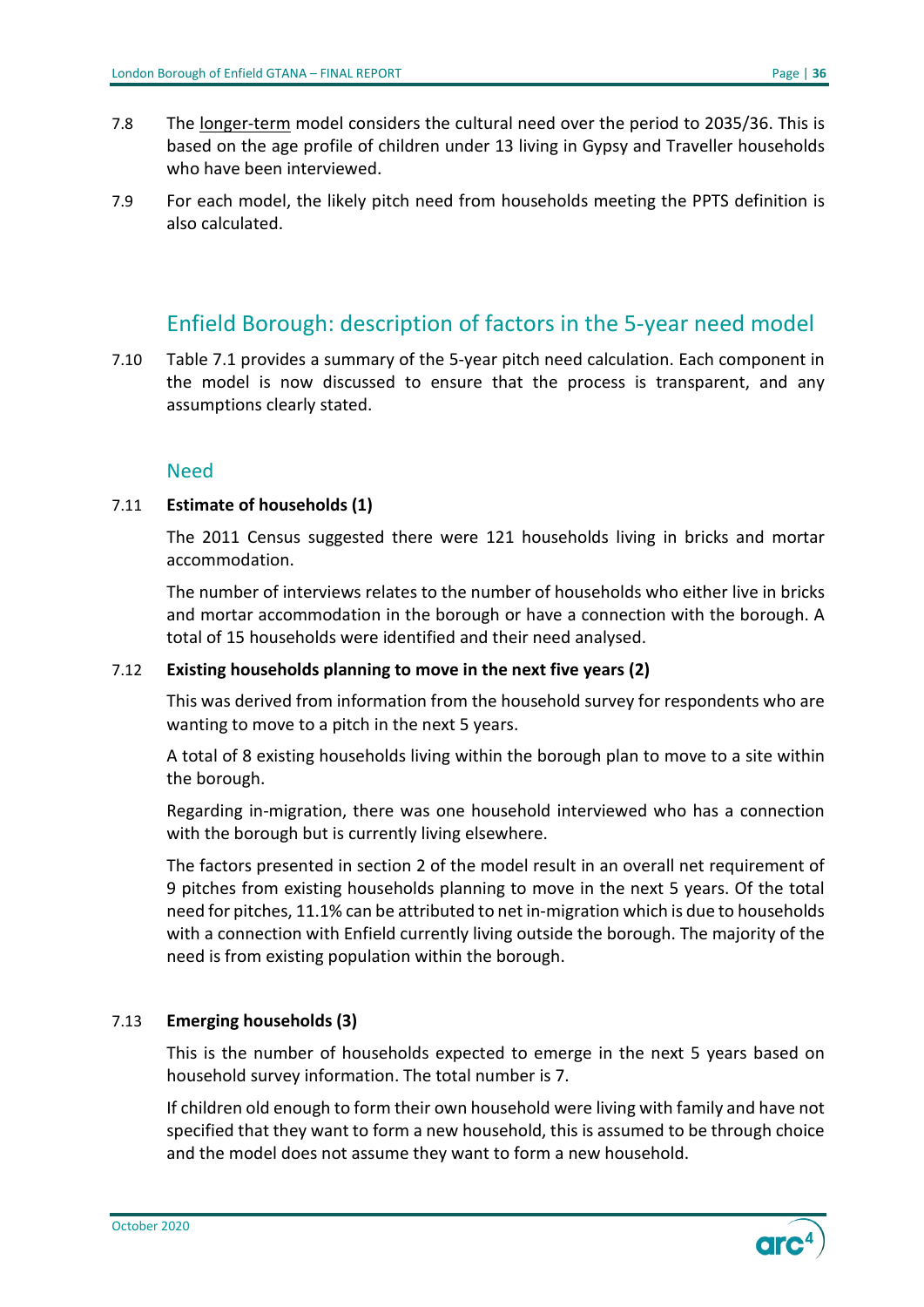7.8 The <u>longer-term</u> model considers the cultural need over the period to 2035/36. This is based on the age profile of children under 13 living in Gypsy and Traveller households who have been interviewed.

7.9 For each model, the likely pitch need from households meeting the PPTS definition is also calculated.

## Enfield Borough: description of factors in the 5-year need model

7.10 Table 7.1 provides a summary of the 5-year pitch need calculation. Each component in the model is now discussed to ensure that the process is transparent, and any assumptions clearly stated.

### Need

7.11 **Estimate of households (1)**

The 2011 Census suggested there were 121 households living in bricks and mortar accommodation.

The number of interviews relates to the number of households who either live in bricks and mortar accommodation in the borough or have a connection with the borough. A total of 15 households were identified and their need analysed.

7.12 **Existing households planning to move in the next five years (2)**

This was derived from information from the household survey for respondents who are wanting to move to a pitch in the next 5 years.

A total of 8 existing households living within the borough plan to move to a site within the borough.

Regarding in-migration, there was one household interviewed who has a connection with the borough but is currently living elsewhere.

The factors presented in section 2 of the model result in an overall net requirement of 9 pitches from existing households planning to move in the next 5 years. Of the total need for pitches, 11.1% can be attributed to net in-migration which is due to households with a connection with Enfield currently living outside the borough. The majority of the need is from existing population within the borough.

7.13 **Emerging households (3)**

This is the number of households expected to emerge in the next 5 years based on household survey information. The total number is 7.

If children old enough to form their own household were living with family and have not specified that they want to form a new household, this is assumed to be through choice and the model does not assume they want to form a new household.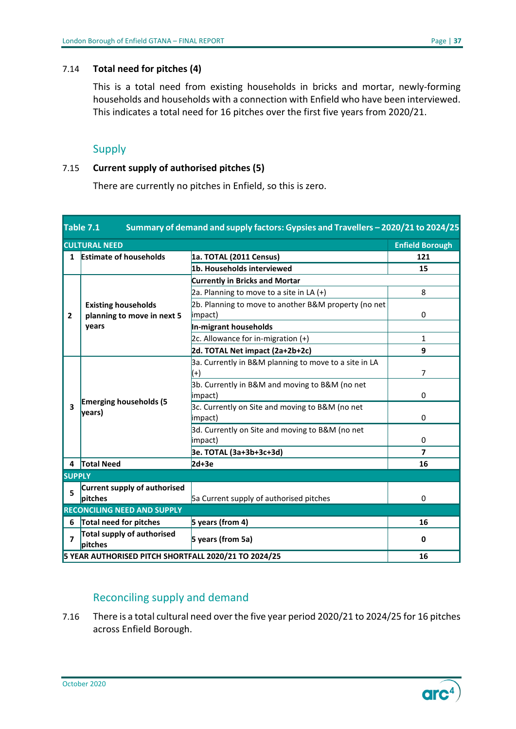7.14 **Total need for pitches (4)**

This is a total need from existing households in bricks and mortar, newly-forming households and households with a connection with Enfield who have been interviewed. This indicates a total need for 16 pitches over the first five years from 2020/21.

## Supply

7.15 **Current supply of authorised pitches (5)**

There are currently no pitches in Enfield, so this is zero.

**Table 7.1 Summary of demand and supply factors: Gypsies and Travellers – 2020/21 to 2024/25**

| | | | |
|---|---|---|---|
| **CULTURAL NEED** | | | **Enfield Borough** |
| **1** | **Estimate of households** | **1a. TOTAL (2011 Census)** | **121** |
| | | **1b. Households interviewed** | **15** |
| **2** | **Existing households planning to move in next 5 years** | **Currently in Bricks and Mortar** | |
| | | 2a. Planning to move to a site in LA (+) | 8 |
| | | 2b. Planning to move to another B&M property (no net impact) | 0 |
| | | **In-migrant households** | |
| | | 2c. Allowance for in-migration (+) | 1 |
| | | **2d. TOTAL Net impact (2a+2b+2c)** | **9** |
| **3** | **Emerging households (5 years)** | 3a. Currently in B&M planning to move to a site in LA (+) | 7 |
| | | 3b. Currently in B&M and moving to B&M (no net impact) | 0 |
| | | 3c. Currently on Site and moving to B&M (no net impact) | 0 |
| | | 3d. Currently on Site and moving to B&M (no net impact) | 0 |
| | | **3e. TOTAL (3a+3b+3c+3d)** | **7** |
| **4** | **Total Need** | **2d+3e** | **16** |
| **SUPPLY** | | | |
| **5** | **Current supply of authorised pitches** | 5a Current supply of authorised pitches | 0 |
| **RECONCILING NEED AND SUPPLY** | | | |
| **6** | **Total need for pitches** | **5 years (from 4)** | **16** |
| **7** | **Total supply of authorised pitches** | **5 years (from 5a)** | **0** |
| **5 YEAR AUTHORISED PITCH SHORTFALL 2020/21 TO 2024/25** | | | **16** |

## Reconciling supply and demand

7.16 There is a total cultural need over the five year period 2020/21 to 2024/25 for 16 pitches across Enfield Borough.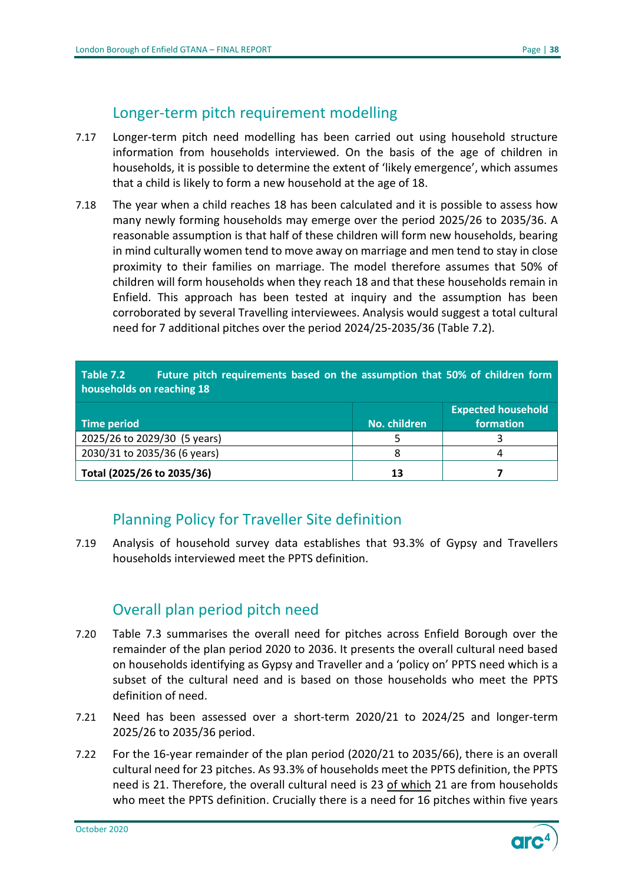## Longer-term pitch requirement modelling

7.17 Longer-term pitch need modelling has been carried out using household structure information from households interviewed. On the basis of the age of children in households, it is possible to determine the extent of 'likely emergence', which assumes that a child is likely to form a new household at the age of 18.

7.18 The year when a child reaches 18 has been calculated and it is possible to assess how many newly forming households may emerge over the period 2025/26 to 2035/36. A reasonable assumption is that half of these children will form new households, bearing in mind culturally women tend to move away on marriage and men tend to stay in close proximity to their families on marriage. The model therefore assumes that 50% of children will form households when they reach 18 and that these households remain in Enfield. This approach has been tested at inquiry and the assumption has been corroborated by several Travelling interviewees. Analysis would suggest a total cultural need for 7 additional pitches over the period 2024/25-2035/36 (Table 7.2).

**Table 7.2 Future pitch requirements based on the assumption that 50% of children form households on reaching 18**

| Time period | No. children | Expected household formation |
|---|---|---|
| 2025/26 to 2029/30 (5 years) | 5 | 3 |
| 2030/31 to 2035/36 (6 years) | 8 | 4 |
| **Total (2025/26 to 2035/36)** | **13** | **7** |

## Planning Policy for Traveller Site definition

7.19 Analysis of household survey data establishes that 93.3% of Gypsy and Travellers households interviewed meet the PPTS definition.

## Overall plan period pitch need

7.20 Table 7.3 summarises the overall need for pitches across Enfield Borough over the remainder of the plan period 2020 to 2036. It presents the overall cultural need based on households identifying as Gypsy and Traveller and a 'policy on' PPTS need which is a subset of the cultural need and is based on those households who meet the PPTS definition of need.

7.21 Need has been assessed over a short-term 2020/21 to 2024/25 and longer-term 2025/26 to 2035/36 period.

7.22 For the 16-year remainder of the plan period (2020/21 to 2035/66), there is an overall cultural need for 23 pitches. As 93.3% of households meet the PPTS definition, the PPTS need is 21. Therefore, the overall cultural need is 23 <u>of which</u> 21 are from households who meet the PPTS definition. Crucially there is a need for 16 pitches within five years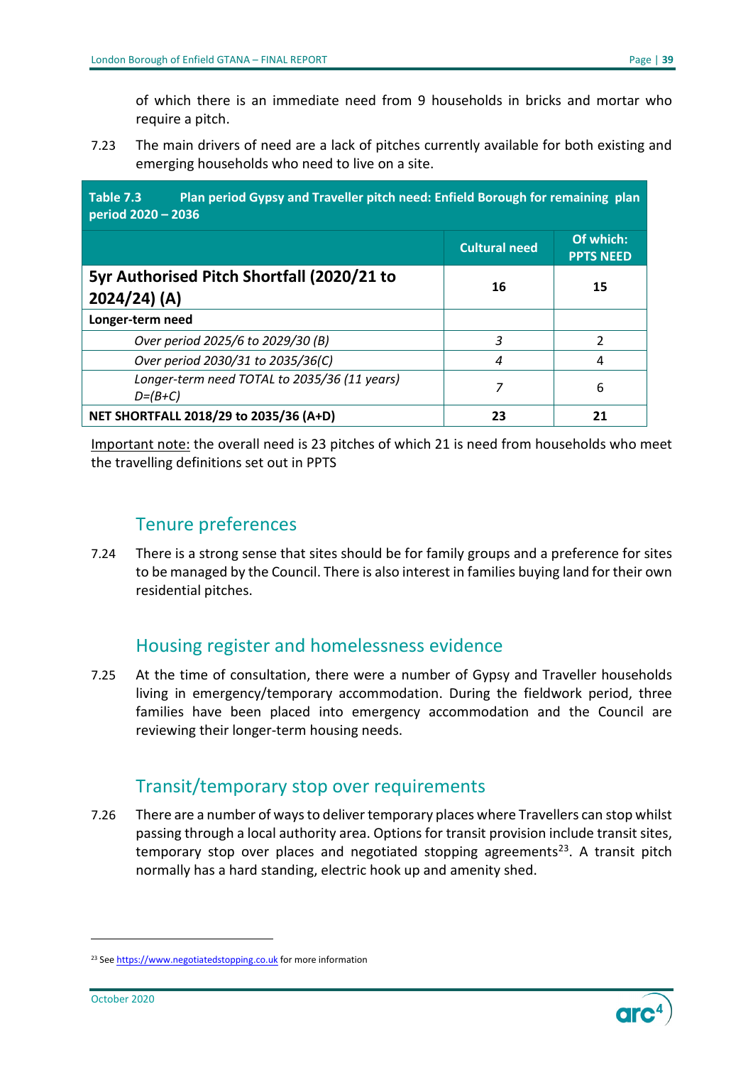of which there is an immediate need from 9 households in bricks and mortar who require a pitch.

7.23 The main drivers of need are a lack of pitches currently available for both existing and emerging households who need to live on a site.

**Table 7.3 Plan period Gypsy and Traveller pitch need: Enfield Borough for remaining plan period 2020 – 2036**

| | Cultural need | Of which: PPTS NEED |
|---|---|---|
| **5yr Authorised Pitch Shortfall (2020/21 to 2024/24) (A)** | **16** | **15** |
| **Longer-term need** | | |
| *Over period 2025/6 to 2029/30 (B)* | *3* | 2 |
| *Over period 2030/31 to 2035/36(C)* | *4* | 4 |
| *Longer-term need TOTAL to 2035/36 (11 years) D=(B+C)* | *7* | 6 |
| **NET SHORTFALL 2018/29 to 2035/36 (A+D)** | **23** | **21** |

Important note: the overall need is 23 pitches of which 21 is need from households who meet the travelling definitions set out in PPTS

## Tenure preferences

7.24 There is a strong sense that sites should be for family groups and a preference for sites to be managed by the Council. There is also interest in families buying land for their own residential pitches.

## Housing register and homelessness evidence

7.25 At the time of consultation, there were a number of Gypsy and Traveller households living in emergency/temporary accommodation. During the fieldwork period, three families have been placed into emergency accommodation and the Council are reviewing their longer-term housing needs.

## Transit/temporary stop over requirements

7.26 There are a number of ways to deliver temporary places where Travellers can stop whilst passing through a local authority area. Options for transit provision include transit sites, temporary stop over places and negotiated stopping agreements[23]. A transit pitch normally has a hard standing, electric hook up and amenity shed.

[23] See https://www.negotiatedstopping.co.uk for more information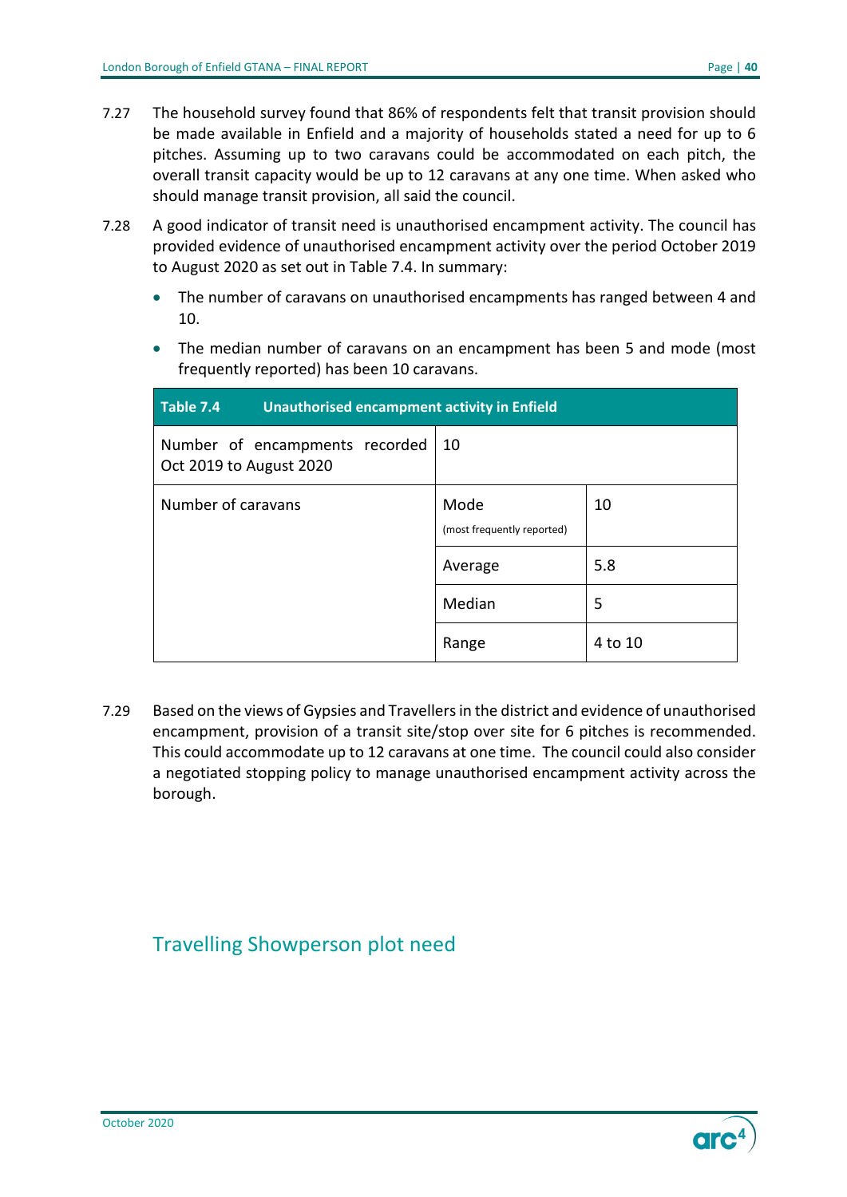7.27 The household survey found that 86% of respondents felt that transit provision should be made available in Enfield and a majority of households stated a need for up to 6 pitches. Assuming up to two caravans could be accommodated on each pitch, the overall transit capacity would be up to 12 caravans at any one time. When asked who should manage transit provision, all said the council.

7.28 A good indicator of transit need is unauthorised encampment activity. The council has provided evidence of unauthorised encampment activity over the period October 2019 to August 2020 as set out in Table 7.4. In summary:

- The number of caravans on unauthorised encampments has ranged between 4 and 10.
- The median number of caravans on an encampment has been 5 and mode (most frequently reported) has been 10 caravans.

| Table 7.4 | Unauthorised encampment activity in Enfield | |
|---|---|---|
| Number of encampments recorded Oct 2019 to August 2020 | 10 | |
| Number of caravans | Mode (most frequently reported) | 10 |
| | Average | 5.8 |
| | Median | 5 |
| | Range | 4 to 10 |

7.29 Based on the views of Gypsies and Travellers in the district and evidence of unauthorised encampment, provision of a transit site/stop over site for 6 pitches is recommended. This could accommodate up to 12 caravans at one time. The council could also consider a negotiated stopping policy to manage unauthorised encampment activity across the borough.

## Travelling Showperson plot need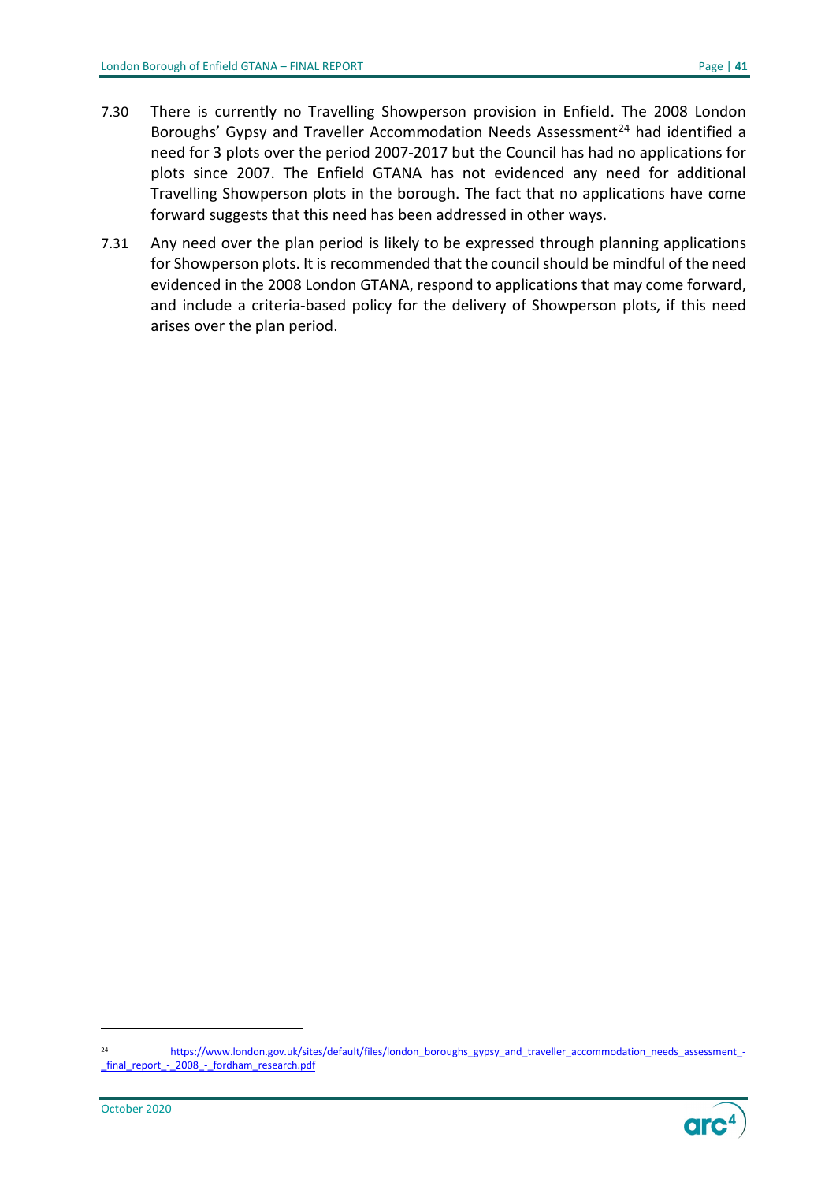7.30 There is currently no Travelling Showperson provision in Enfield. The 2008 London Boroughs' Gypsy and Traveller Accommodation Needs Assessment[24] had identified a need for 3 plots over the period 2007-2017 but the Council has had no applications for plots since 2007. The Enfield GTANA has not evidenced any need for additional Travelling Showperson plots in the borough. The fact that no applications have come forward suggests that this need has been addressed in other ways.

7.31 Any need over the plan period is likely to be expressed through planning applications for Showperson plots. It is recommended that the council should be mindful of the need evidenced in the 2008 London GTANA, respond to applications that may come forward, and include a criteria-based policy for the delivery of Showperson plots, if this need arises over the plan period.

---

[24] https://www.london.gov.uk/sites/default/files/london_boroughs_gypsy_and_traveller_accommodation_needs_assessment_-_final_report_-_2008_-_fordham_research.pdf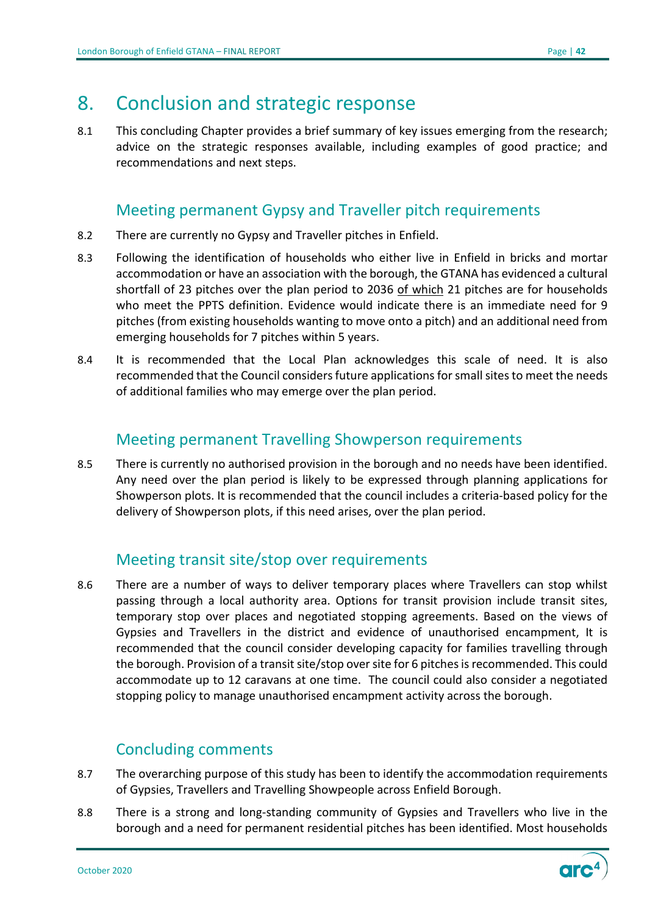# 8. Conclusion and strategic response

8.1 This concluding Chapter provides a brief summary of key issues emerging from the research; advice on the strategic responses available, including examples of good practice; and recommendations and next steps.

## Meeting permanent Gypsy and Traveller pitch requirements

8.2 There are currently no Gypsy and Traveller pitches in Enfield.

8.3 Following the identification of households who either live in Enfield in bricks and mortar accommodation or have an association with the borough, the GTANA has evidenced a cultural shortfall of 23 pitches over the plan period to 2036 of which 21 pitches are for households who meet the PPTS definition. Evidence would indicate there is an immediate need for 9 pitches (from existing households wanting to move onto a pitch) and an additional need from emerging households for 7 pitches within 5 years.

8.4 It is recommended that the Local Plan acknowledges this scale of need. It is also recommended that the Council considers future applications for small sites to meet the needs of additional families who may emerge over the plan period.

## Meeting permanent Travelling Showperson requirements

8.5 There is currently no authorised provision in the borough and no needs have been identified. Any need over the plan period is likely to be expressed through planning applications for Showperson plots. It is recommended that the council includes a criteria-based policy for the delivery of Showperson plots, if this need arises, over the plan period.

## Meeting transit site/stop over requirements

8.6 There are a number of ways to deliver temporary places where Travellers can stop whilst passing through a local authority area. Options for transit provision include transit sites, temporary stop over places and negotiated stopping agreements. Based on the views of Gypsies and Travellers in the district and evidence of unauthorised encampment, It is recommended that the council consider developing capacity for families travelling through the borough. Provision of a transit site/stop over site for 6 pitches is recommended. This could accommodate up to 12 caravans at one time. The council could also consider a negotiated stopping policy to manage unauthorised encampment activity across the borough.

## Concluding comments

8.7 The overarching purpose of this study has been to identify the accommodation requirements of Gypsies, Travellers and Travelling Showpeople across Enfield Borough.

8.8 There is a strong and long-standing community of Gypsies and Travellers who live in the borough and a need for permanent residential pitches has been identified. Most households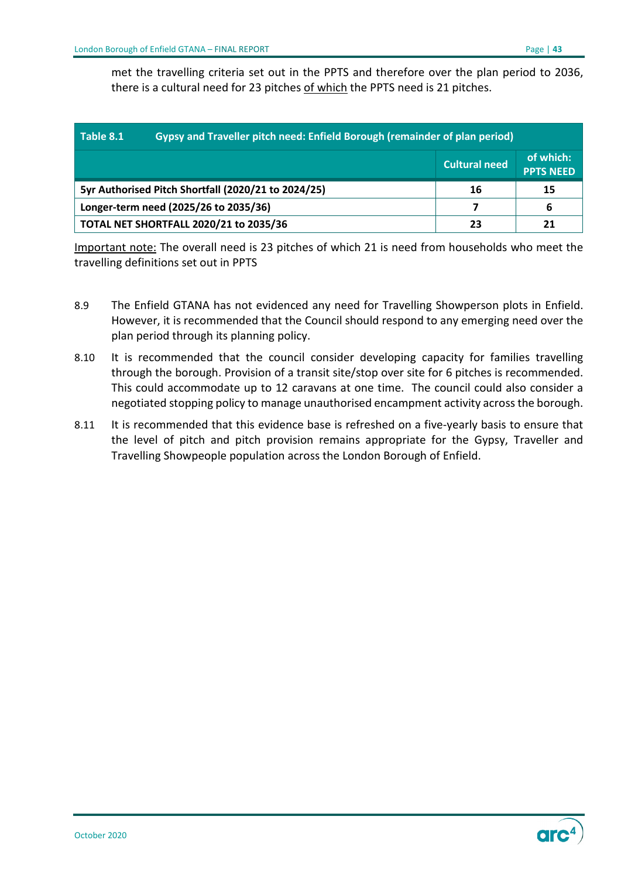met the travelling criteria set out in the PPTS and therefore over the plan period to 2036, there is a cultural need for 23 pitches of which the PPTS need is 21 pitches.

| Table 8.1 Gypsy and Traveller pitch need: Enfield Borough (remainder of plan period) | | |
|---|---|---|
| | Cultural need | of which: PPTS NEED |
| **5yr Authorised Pitch Shortfall (2020/21 to 2024/25)** | **16** | **15** |
| **Longer-term need (2025/26 to 2035/36)** | **7** | **6** |
| **TOTAL NET SHORTFALL 2020/21 to 2035/36** | **23** | **21** |

Important note: The overall need is 23 pitches of which 21 is need from households who meet the travelling definitions set out in PPTS

8.9 The Enfield GTANA has not evidenced any need for Travelling Showperson plots in Enfield. However, it is recommended that the Council should respond to any emerging need over the plan period through its planning policy.

8.10 It is recommended that the council consider developing capacity for families travelling through the borough. Provision of a transit site/stop over site for 6 pitches is recommended. This could accommodate up to 12 caravans at one time. The council could also consider a negotiated stopping policy to manage unauthorised encampment activity across the borough.

8.11 It is recommended that this evidence base is refreshed on a five-yearly basis to ensure that the level of pitch and pitch provision remains appropriate for the Gypsy, Traveller and Travelling Showpeople population across the London Borough of Enfield.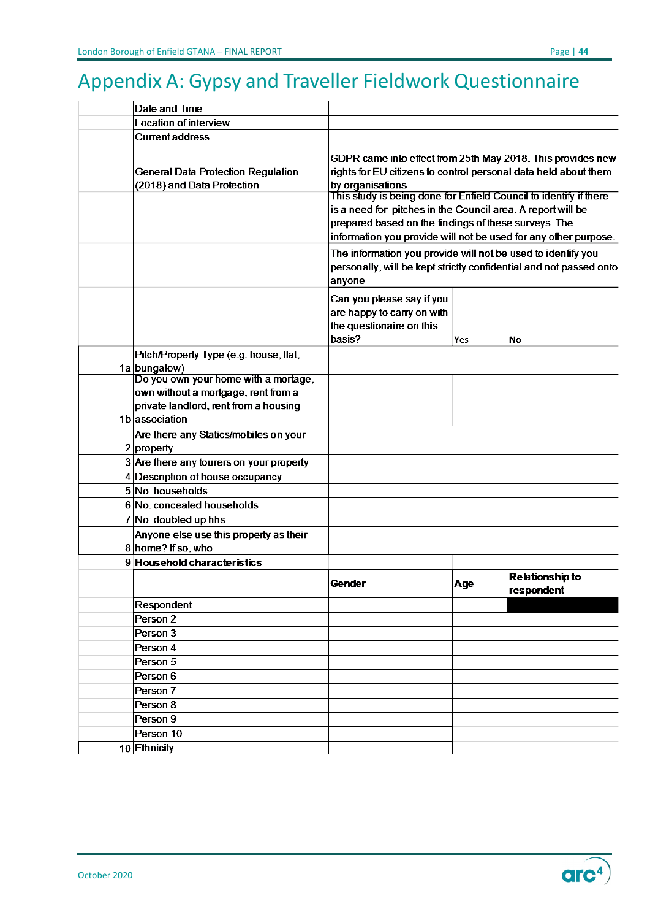# Appendix A: Gypsy and Traveller Fieldwork Questionnaire

| | | | | |
|---|---|---|---|---|
| | Date and Time | | | |
| | Location of interview | | | |
| | Current address | | | |
| | General Data Protection Regulation (2018) and Data Protection | GDPR came into effect from 25th May 2018. This provides new rights for EU citizens to control personal data held about them by organisations | | |
| | | This study is being done for Enfield Council to identify if there is a need for pitches in the Council area. A report will be prepared based on the findings of these surveys. The information you provide will not be used for any other purpose. | | |
| | | The information you provide will not be used to identify you personally, will be kept strictly confidential and not passed onto anyone | | |
| | | Can you please say if you are happy to carry on with the questionaire on this basis? | Yes | No |
| 1a | Pitch/Property Type (e.g. house, flat, bungalow) | | | |
| 1b | Do you own your home with a mortage, own without a mortgage, rent from a private landlord, rent from a housing association | | | |
| 2 | Are there any Statics/mobiles on your property | | | |
| 3 | Are there any tourers on your property | | | |
| 4 | Description of house occupancy | | | |
| 5 | No. households | | | |
| 6 | No. concealed households | | | |
| 7 | No. doubled up hhs | | | |
| 8 | Anyone else use this property as their home? If so, who | | | |
| 9 | **Household characteristics** | | | |
| | | **Gender** | **Age** | **Relationship to respondent** |
| | Respondent | | | |
| | Person 2 | | | |
| | Person 3 | | | |
| | Person 4 | | | |
| | Person 5 | | | |
| | Person 6 | | | |
| | Person 7 | | | |
| | Person 8 | | | |
| | Person 9 | | | |
| | Person 10 | | | |
| 10 | Ethnicity | | | |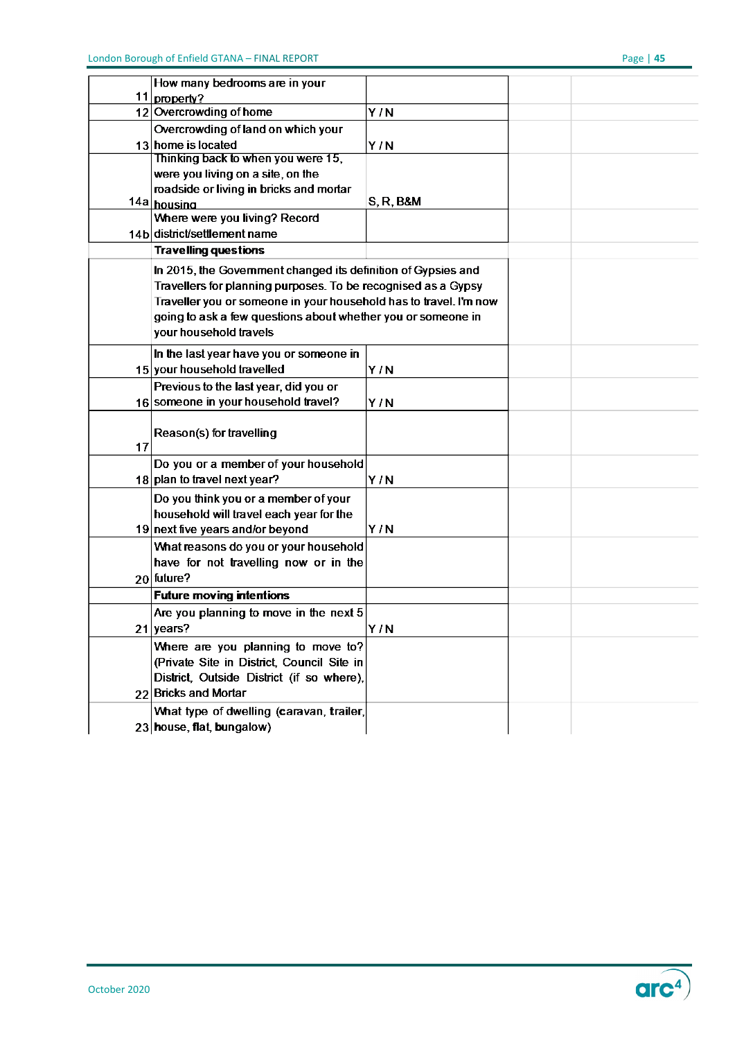| | | | | |
|---|---|---|---|---|
| 11 | How many bedrooms are in your property? | | | |
| 12 | Overcrowding of home | Y / N | | |
| 13 | Overcrowding of land on which your home is located | Y / N | | |
| 14a | Thinking back to when you were 15, were you living on a site, on the roadside or living in bricks and mortar housing | S, R, B&M | | |
| 14b | Where were you living? Record district/settlement name | | | |
| | **Travelling questions** | | | |
| | In 2015, the Government changed its definition of Gypsies and Travellers for planning purposes. To be recognised as a Gypsy Traveller you or someone in your household has to travel. I'm now going to ask a few questions about whether you or someone in your household travels | | | |
| 15 | In the last year have you or someone in your household travelled | Y / N | | |
| 16 | Previous to the last year, did you or someone in your household travel? | Y / N | | |
| 17 | Reason(s) for travelling | | | |
| 18 | Do you or a member of your household plan to travel next year? | Y / N | | |
| 19 | Do you think you or a member of your household will travel each year for the next five years and/or beyond | Y / N | | |
| 20 | What reasons do you or your household have for not travelling now or in the future? | | | |
| | **Future moving intentions** | | | |
| 21 | Are you planning to move in the next 5 years? | Y / N | | |
| 22 | Where are you planning to move to? (Private Site in District, Council Site in District, Outside District (if so where), Bricks and Mortar | | | |
| 23 | What type of dwelling (caravan, trailer, house, flat, bungalow) | | | |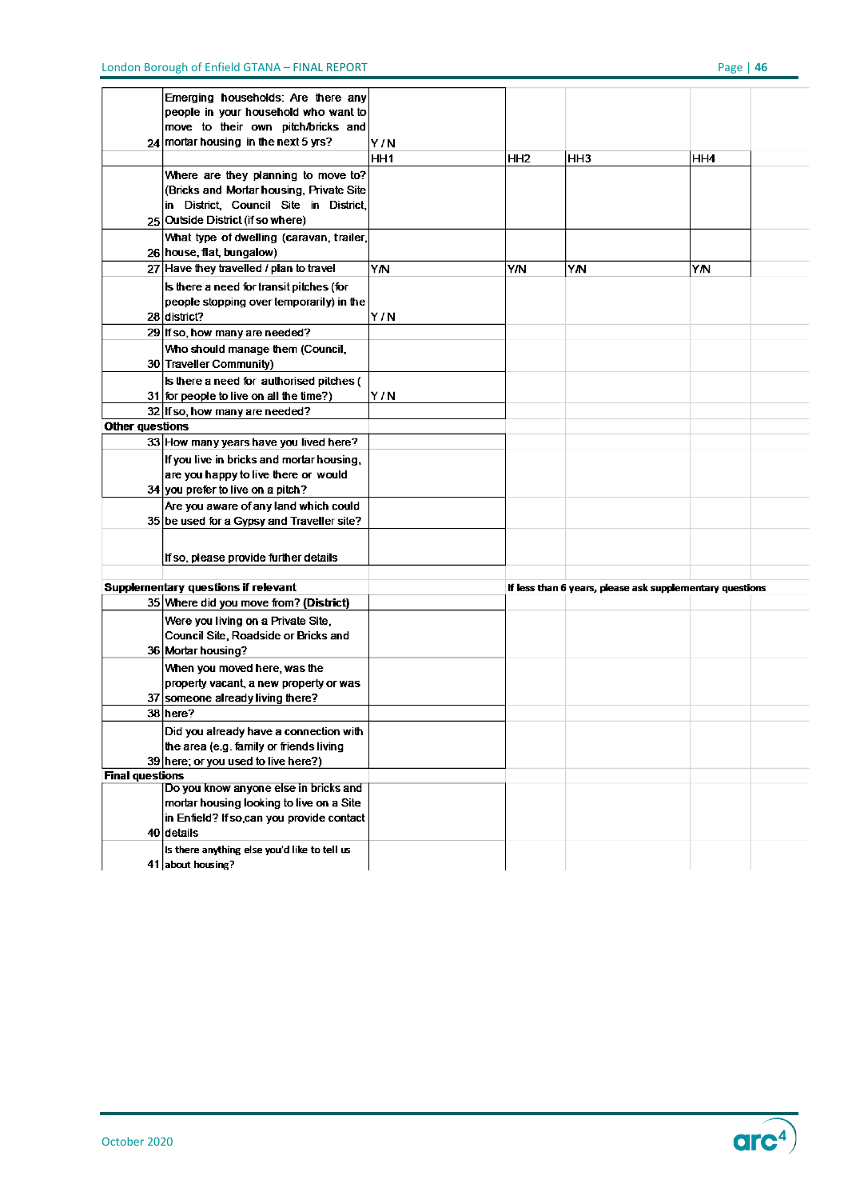| No. | Question | HH1 | HH2 | HH3 | HH4 |
|---|---|---|---|---|---|
| 24 | Emerging households: Are there any people in your household who want to move to their own pitch/bricks and mortar housing in the next 5 yrs? | Y / N | | | |
| | | HH1 | HH2 | HH3 | HH4 |
| 25 | Where are they planning to move to? (Bricks and Mortar housing, Private Site in District, Council Site in District, Outside District (if so where) | | | | |
| 26 | What type of dwelling (caravan, trailer, house, flat, bungalow) | | | | |
| 27 | Have they travelled / plan to travel | Y/N | Y/N | Y/N | Y/N |
| 28 | Is there a need for transit pitches (for people stopping over temporarily) in the district? | Y / N | | | |
| 29 | If so, how many are needed? | | | | |
| 30 | Who should manage them (Council, Traveller Community) | | | | |
| 31 | Is there a need for authorised pitches ( for people to live on all the time?) | Y / N | | | |
| 32 | If so, how many are needed? | | | | |
| **Other questions** | | | | | |
| 33 | How many years have you lived here? | | | | |
| 34 | If you live in bricks and mortar housing, are you happy to live there or would you prefer to live on a pitch? | | | | |
| 35 | Are you aware of any land which could be used for a Gypsy and Traveller site? | | | | |
| | If so, please provide further details | | | | |
| **Supplementary questions if relevant** | | | **If less than 6 years, please ask supplementary questions** | | |
| 35 | Where did you move from? **(District)** | | | | |
| 36 | Were you living on a Private Site, Council Site, Roadside or Bricks and Mortar housing? | | | | |
| 37 | When you moved here, was the property vacant, a new property or was someone already living there? | | | | |
| 38 | here? | | | | |
| 39 | Did you already have a connection with the area (e.g. family or friends living here; or you used to live here?) | | | | |
| **Final questions** | | | | | |
| 40 | Do you know anyone else in bricks and mortar housing looking to live on a Site in Enfield? If so,can you provide contact details | | | | |
| 41 | Is there anything else you'd like to tell us about housing? | | | | |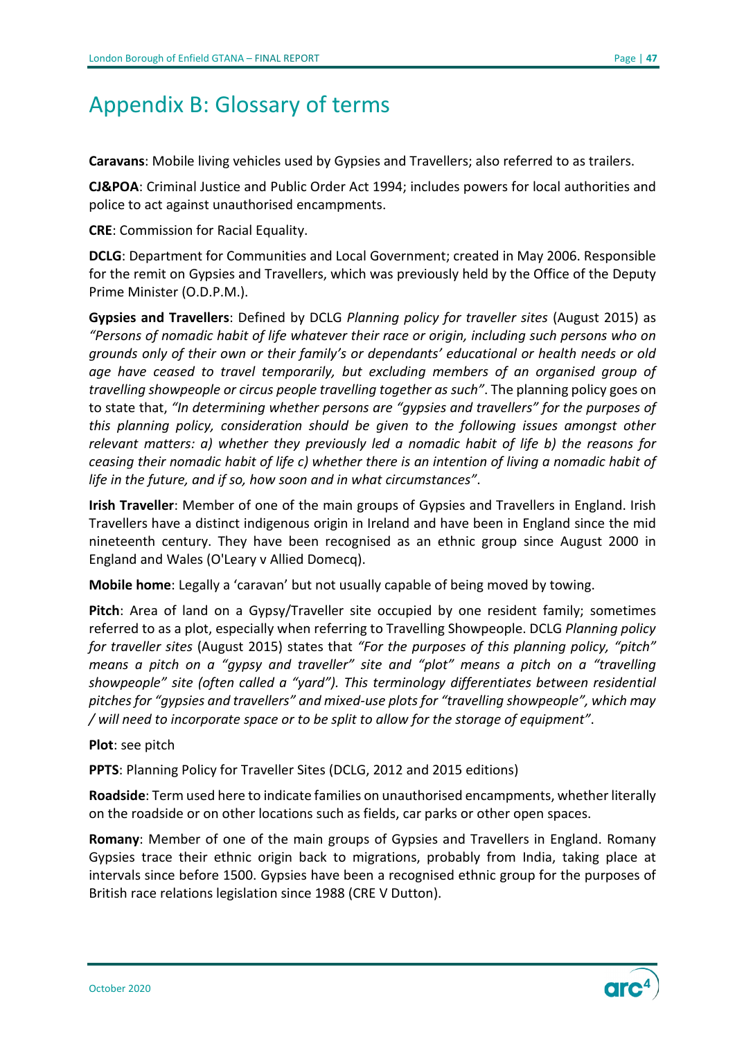# Appendix B: Glossary of terms

**Caravans**: Mobile living vehicles used by Gypsies and Travellers; also referred to as trailers.

**CJ&POA**: Criminal Justice and Public Order Act 1994; includes powers for local authorities and police to act against unauthorised encampments.

**CRE**: Commission for Racial Equality.

**DCLG**: Department for Communities and Local Government; created in May 2006. Responsible for the remit on Gypsies and Travellers, which was previously held by the Office of the Deputy Prime Minister (O.D.P.M.).

**Gypsies and Travellers**: Defined by DCLG *Planning policy for traveller sites* (August 2015) as *"Persons of nomadic habit of life whatever their race or origin, including such persons who on grounds only of their own or their family's or dependants' educational or health needs or old age have ceased to travel temporarily, but excluding members of an organised group of travelling showpeople or circus people travelling together as such"*. The planning policy goes on to state that, *"In determining whether persons are "gypsies and travellers" for the purposes of this planning policy, consideration should be given to the following issues amongst other relevant matters: a) whether they previously led a nomadic habit of life b) the reasons for ceasing their nomadic habit of life c) whether there is an intention of living a nomadic habit of life in the future, and if so, how soon and in what circumstances"*.

**Irish Traveller**: Member of one of the main groups of Gypsies and Travellers in England. Irish Travellers have a distinct indigenous origin in Ireland and have been in England since the mid nineteenth century. They have been recognised as an ethnic group since August 2000 in England and Wales (O'Leary v Allied Domecq).

**Mobile home**: Legally a 'caravan' but not usually capable of being moved by towing.

**Pitch**: Area of land on a Gypsy/Traveller site occupied by one resident family; sometimes referred to as a plot, especially when referring to Travelling Showpeople. DCLG *Planning policy for traveller sites* (August 2015) states that *"For the purposes of this planning policy, "pitch" means a pitch on a "gypsy and traveller" site and "plot" means a pitch on a "travelling showpeople" site (often called a "yard"). This terminology differentiates between residential pitches for "gypsies and travellers" and mixed-use plots for "travelling showpeople", which may / will need to incorporate space or to be split to allow for the storage of equipment"*.

**Plot**: see pitch

**PPTS**: Planning Policy for Traveller Sites (DCLG, 2012 and 2015 editions)

**Roadside**: Term used here to indicate families on unauthorised encampments, whether literally on the roadside or on other locations such as fields, car parks or other open spaces.

**Romany**: Member of one of the main groups of Gypsies and Travellers in England. Romany Gypsies trace their ethnic origin back to migrations, probably from India, taking place at intervals since before 1500. Gypsies have been a recognised ethnic group for the purposes of British race relations legislation since 1988 (CRE V Dutton).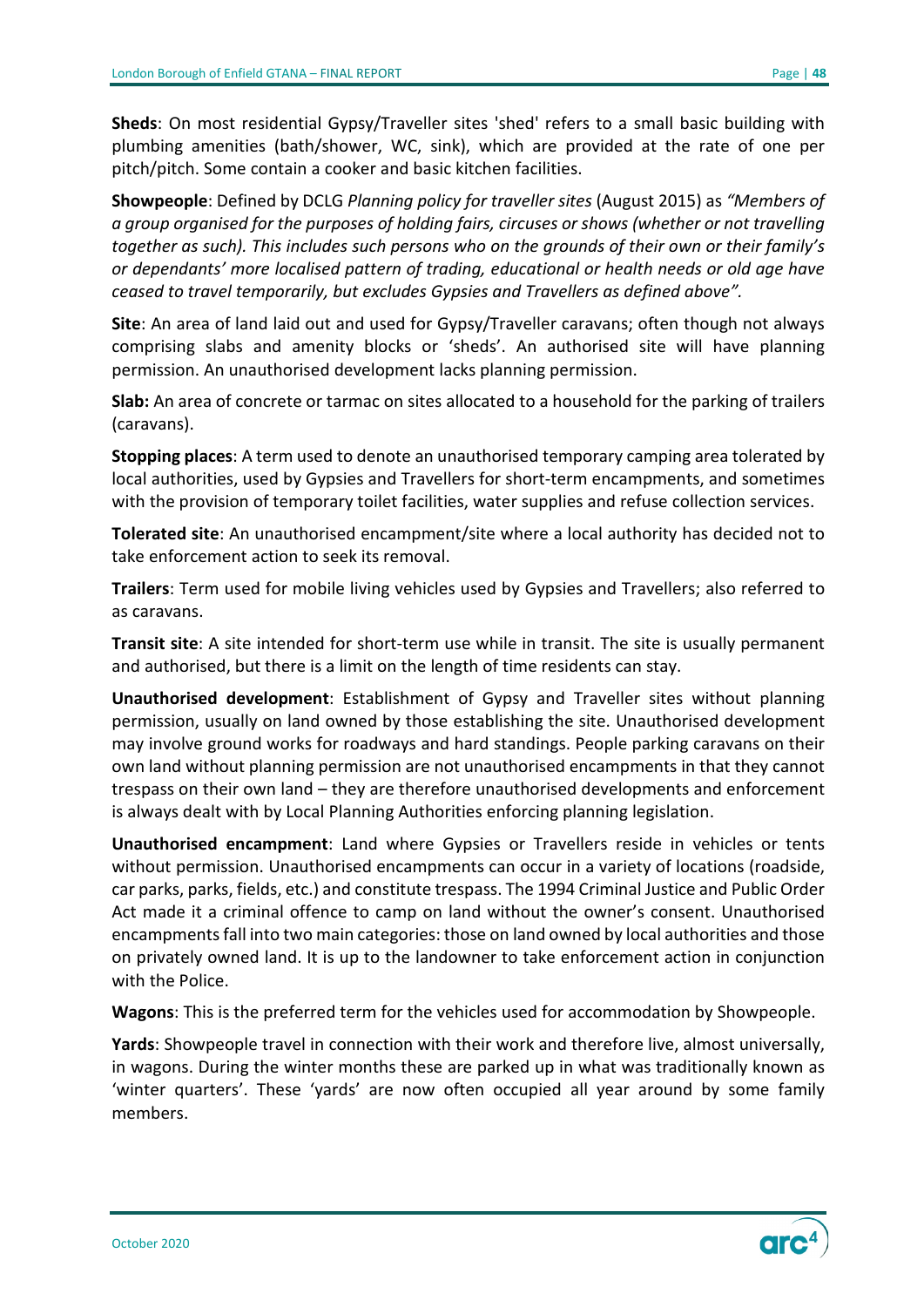**Sheds**: On most residential Gypsy/Traveller sites 'shed' refers to a small basic building with plumbing amenities (bath/shower, WC, sink), which are provided at the rate of one per pitch/pitch. Some contain a cooker and basic kitchen facilities.

**Showpeople**: Defined by DCLG *Planning policy for traveller sites* (August 2015) as *"Members of a group organised for the purposes of holding fairs, circuses or shows (whether or not travelling together as such). This includes such persons who on the grounds of their own or their family's or dependants' more localised pattern of trading, educational or health needs or old age have ceased to travel temporarily, but excludes Gypsies and Travellers as defined above".*

**Site**: An area of land laid out and used for Gypsy/Traveller caravans; often though not always comprising slabs and amenity blocks or 'sheds'. An authorised site will have planning permission. An unauthorised development lacks planning permission.

**Slab:** An area of concrete or tarmac on sites allocated to a household for the parking of trailers (caravans).

**Stopping places**: A term used to denote an unauthorised temporary camping area tolerated by local authorities, used by Gypsies and Travellers for short-term encampments, and sometimes with the provision of temporary toilet facilities, water supplies and refuse collection services.

**Tolerated site**: An unauthorised encampment/site where a local authority has decided not to take enforcement action to seek its removal.

**Trailers**: Term used for mobile living vehicles used by Gypsies and Travellers; also referred to as caravans.

**Transit site**: A site intended for short-term use while in transit. The site is usually permanent and authorised, but there is a limit on the length of time residents can stay.

**Unauthorised development**: Establishment of Gypsy and Traveller sites without planning permission, usually on land owned by those establishing the site. Unauthorised development may involve ground works for roadways and hard standings. People parking caravans on their own land without planning permission are not unauthorised encampments in that they cannot trespass on their own land – they are therefore unauthorised developments and enforcement is always dealt with by Local Planning Authorities enforcing planning legislation.

**Unauthorised encampment**: Land where Gypsies or Travellers reside in vehicles or tents without permission. Unauthorised encampments can occur in a variety of locations (roadside, car parks, parks, fields, etc.) and constitute trespass. The 1994 Criminal Justice and Public Order Act made it a criminal offence to camp on land without the owner's consent. Unauthorised encampments fall into two main categories: those on land owned by local authorities and those on privately owned land. It is up to the landowner to take enforcement action in conjunction with the Police.

**Wagons**: This is the preferred term for the vehicles used for accommodation by Showpeople.

**Yards**: Showpeople travel in connection with their work and therefore live, almost universally, in wagons. During the winter months these are parked up in what was traditionally known as 'winter quarters'. These 'yards' are now often occupied all year around by some family members.